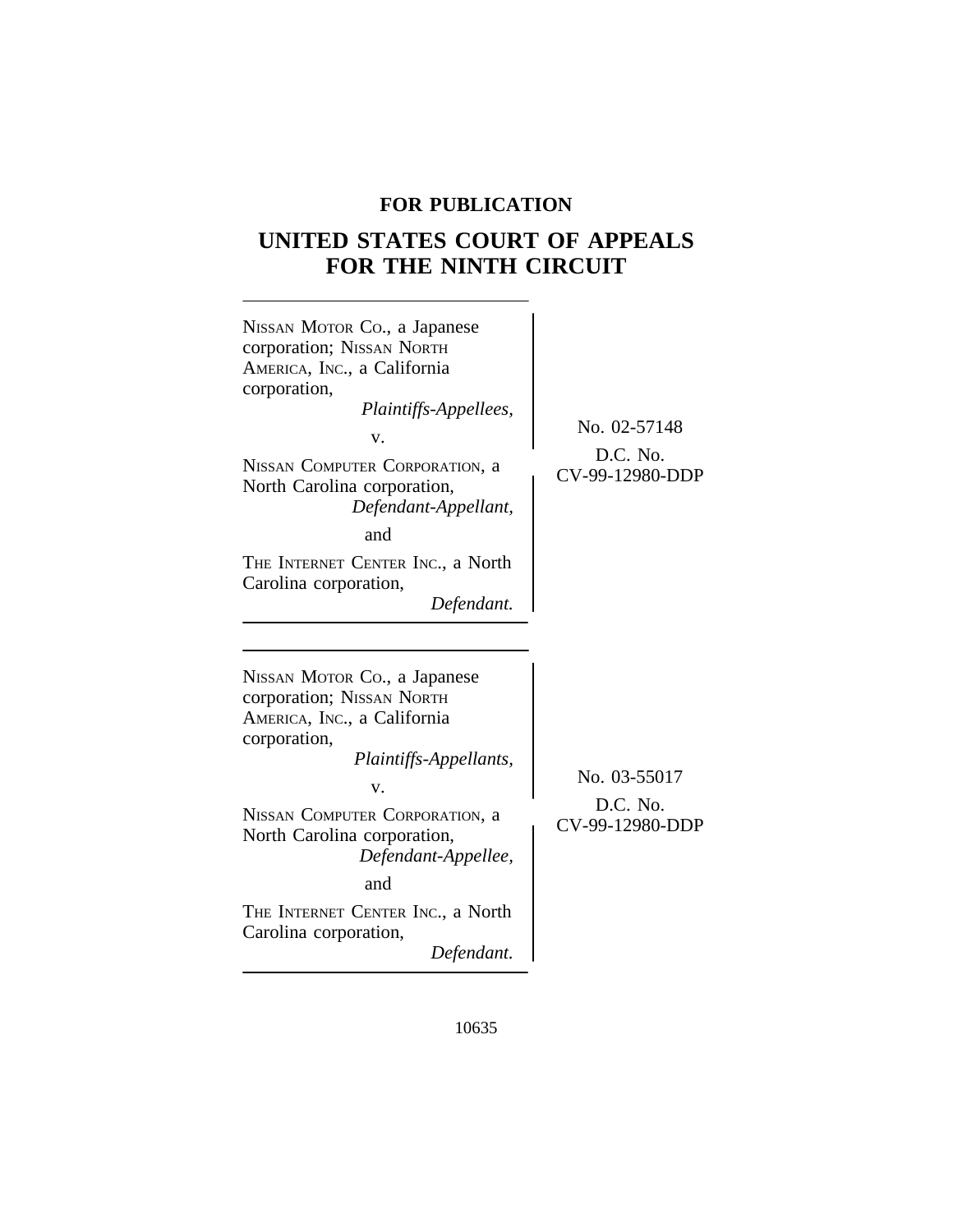**FOR PUBLICATION**

# UNITED STATES COURT OF APPEALS FOR THE NINTH CIRCUIT

NISSAN MOTOR CO., a Japanese corporation; NISSAN NORTH AMERICA, INC., a California corporation,
*Plaintiffs-Appellees,*

v.

NISSAN COMPUTER CORPORATION, a North Carolina corporation,
*Defendant-Appellant,*

and

THE INTERNET CENTER INC., a North Carolina corporation,
*Defendant.*

No. 02-57148

D.C. No. CV-99-12980-DDP

---

NISSAN MOTOR CO., a Japanese corporation; NISSAN NORTH AMERICA, INC., a California corporation,
*Plaintiffs-Appellants,*

v.

NISSAN COMPUTER CORPORATION, a North Carolina corporation,
*Defendant-Appellee,*

and

THE INTERNET CENTER INC., a North Carolina corporation,
*Defendant.*

No. 03-55017

D.C. No. CV-99-12980-DDP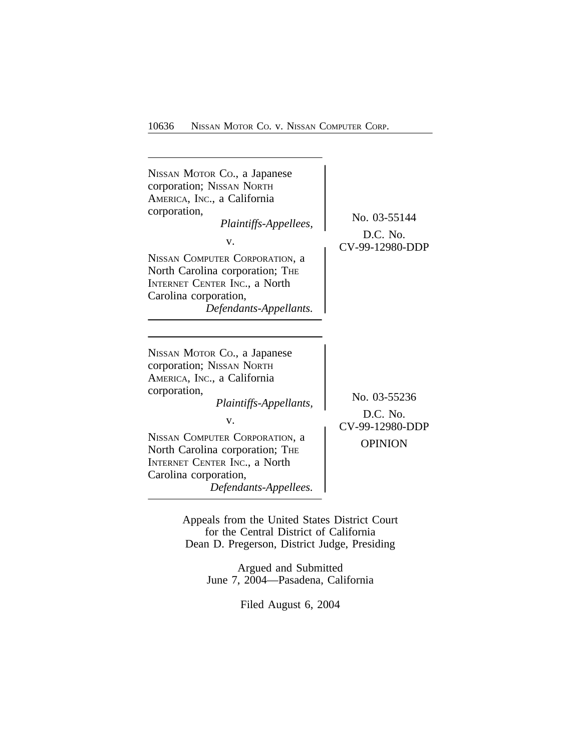NISSAN MOTOR CO., a Japanese corporation; NISSAN NORTH AMERICA, INC., a California corporation,
*Plaintiffs-Appellees,*

v.

NISSAN COMPUTER CORPORATION, a North Carolina corporation; THE INTERNET CENTER INC., a North Carolina corporation,
*Defendants-Appellants.*

No. 03-55144

D.C. No. CV-99-12980-DDP

---

NISSAN MOTOR CO., a Japanese corporation; NISSAN NORTH AMERICA, INC., a California corporation,
*Plaintiffs-Appellants,*

v.

NISSAN COMPUTER CORPORATION, a North Carolina corporation; THE INTERNET CENTER INC., a North Carolina corporation,
*Defendants-Appellees.*

No. 03-55236

D.C. No. CV-99-12980-DDP

OPINION

---

Appeals from the United States District Court for the Central District of California
Dean D. Pregerson, District Judge, Presiding

Argued and Submitted
June 7, 2004—Pasadena, California

Filed August 6, 2004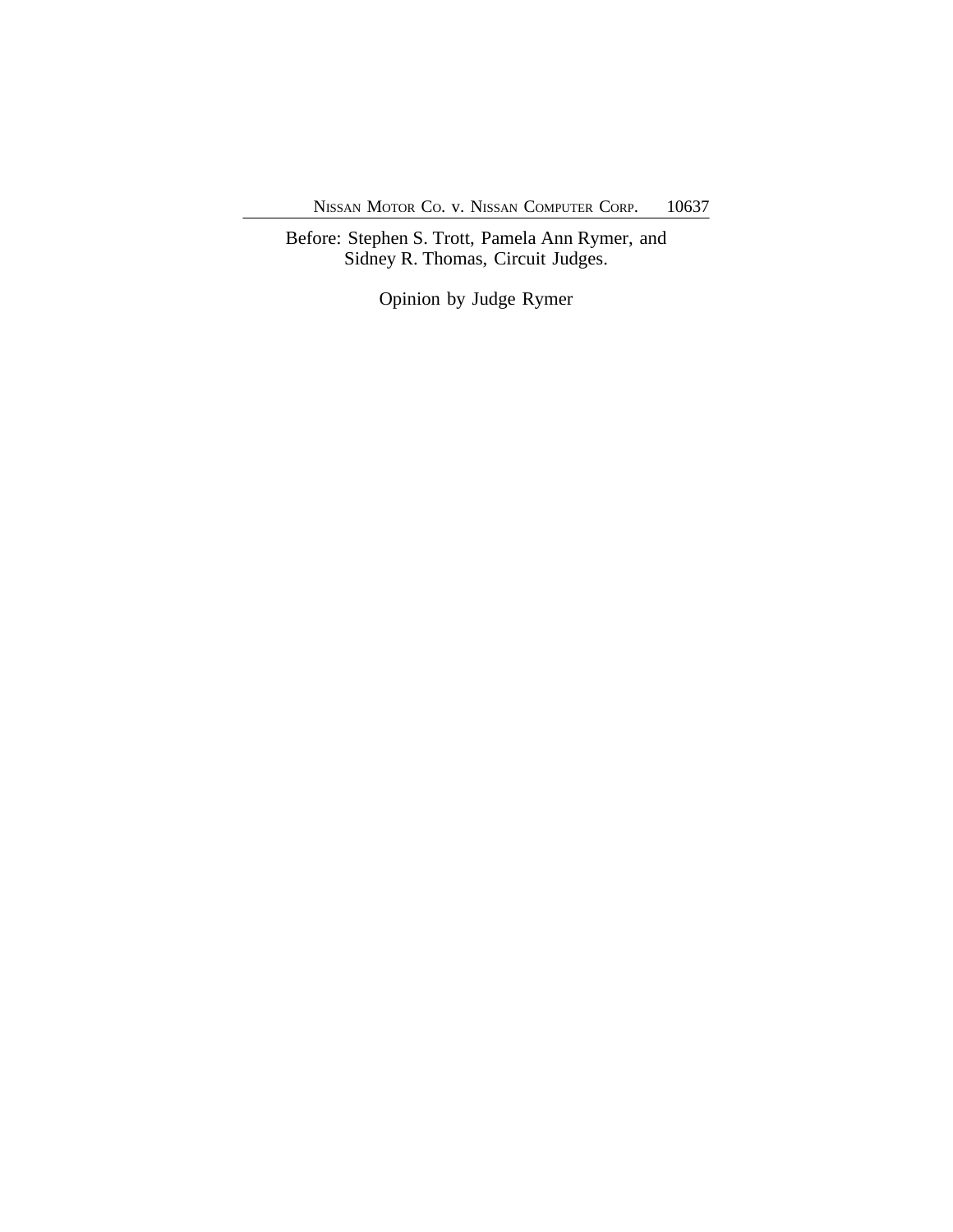Before: Stephen S. Trott, Pamela Ann Rymer, and
Sidney R. Thomas, Circuit Judges.

Opinion by Judge Rymer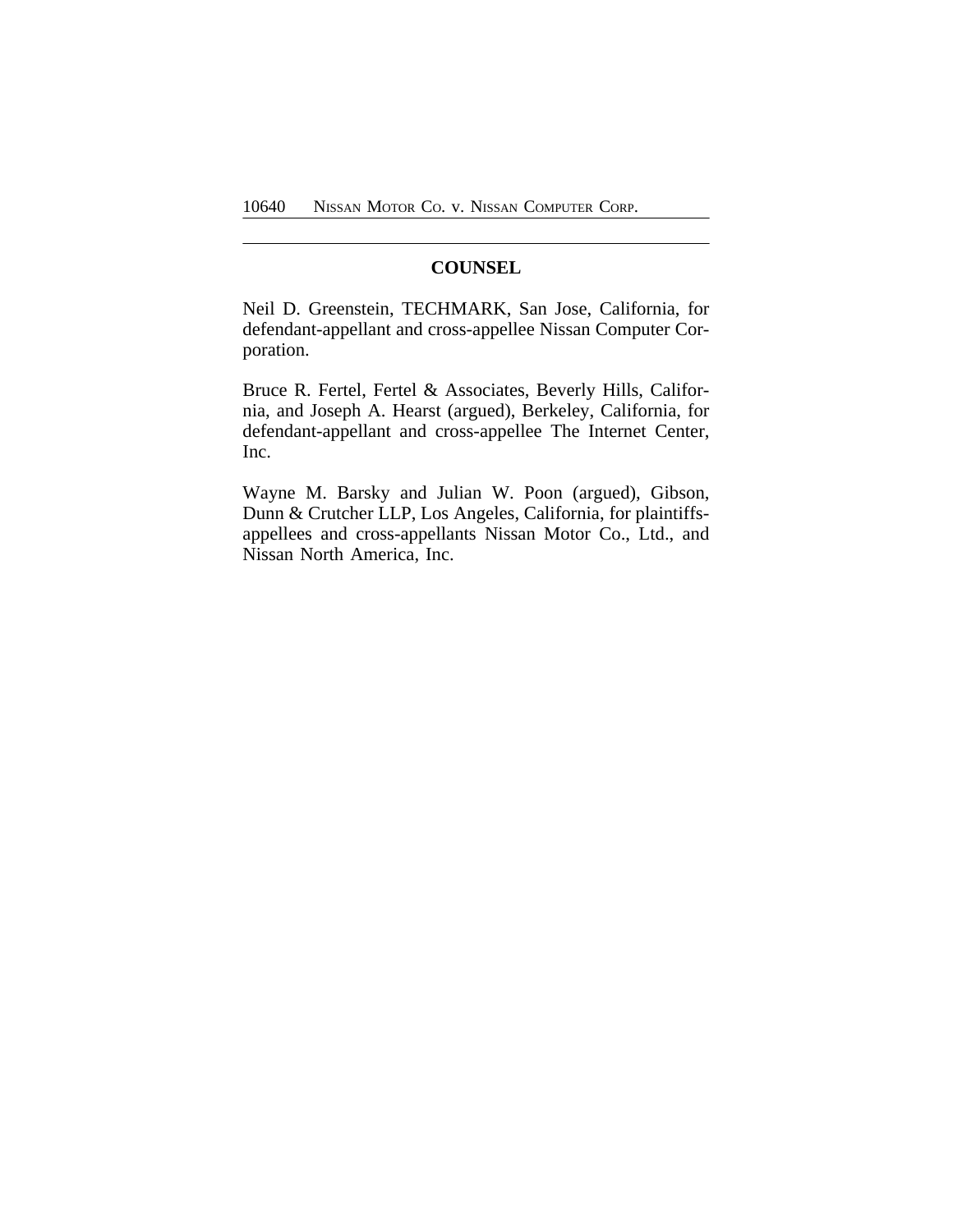## COUNSEL

Neil D. Greenstein, TECHMARK, San Jose, California, for defendant-appellant and cross-appellee Nissan Computer Corporation.

Bruce R. Fertel, Fertel & Associates, Beverly Hills, California, and Joseph A. Hearst (argued), Berkeley, California, for defendant-appellant and cross-appellee The Internet Center, Inc.

Wayne M. Barsky and Julian W. Poon (argued), Gibson, Dunn & Crutcher LLP, Los Angeles, California, for plaintiffs-appellees and cross-appellants Nissan Motor Co., Ltd., and Nissan North America, Inc.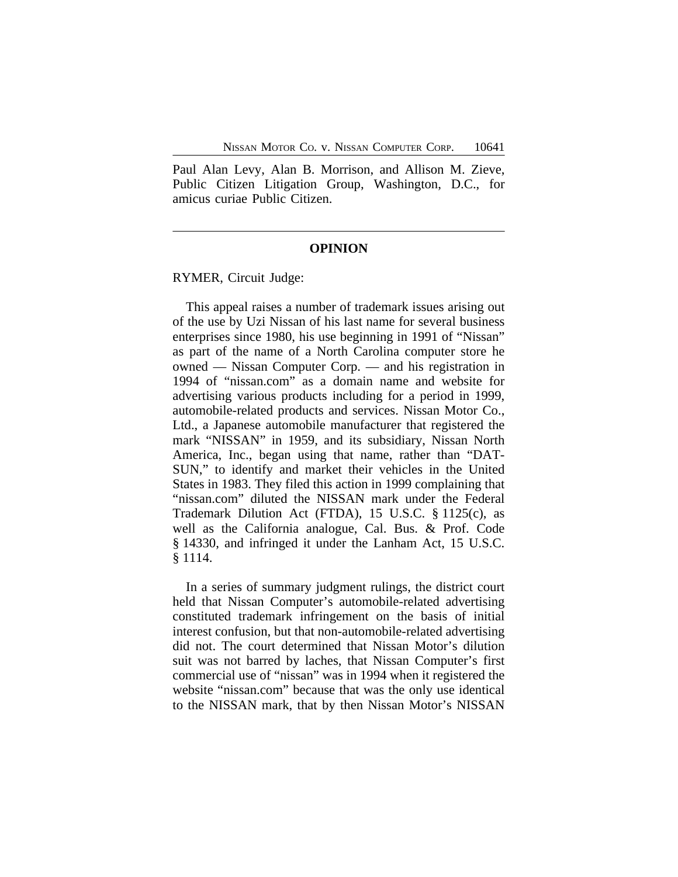Paul Alan Levy, Alan B. Morrison, and Allison M. Zieve, Public Citizen Litigation Group, Washington, D.C., for amicus curiae Public Citizen.

---

## OPINION

RYMER, Circuit Judge:

This appeal raises a number of trademark issues arising out of the use by Uzi Nissan of his last name for several business enterprises since 1980, his use beginning in 1991 of "Nissan" as part of the name of a North Carolina computer store he owned — Nissan Computer Corp. — and his registration in 1994 of "nissan.com" as a domain name and website for advertising various products including for a period in 1999, automobile-related products and services. Nissan Motor Co., Ltd., a Japanese automobile manufacturer that registered the mark "NISSAN" in 1959, and its subsidiary, Nissan North America, Inc., began using that name, rather than "DATSUN," to identify and market their vehicles in the United States in 1983. They filed this action in 1999 complaining that "nissan.com" diluted the NISSAN mark under the Federal Trademark Dilution Act (FTDA), 15 U.S.C. § 1125(c), as well as the California analogue, Cal. Bus. & Prof. Code § 14330, and infringed it under the Lanham Act, 15 U.S.C. § 1114.

In a series of summary judgment rulings, the district court held that Nissan Computer's automobile-related advertising constituted trademark infringement on the basis of initial interest confusion, but that non-automobile-related advertising did not. The court determined that Nissan Motor's dilution suit was not barred by laches, that Nissan Computer's first commercial use of "nissan" was in 1994 when it registered the website "nissan.com" because that was the only use identical to the NISSAN mark, that by then Nissan Motor's NISSAN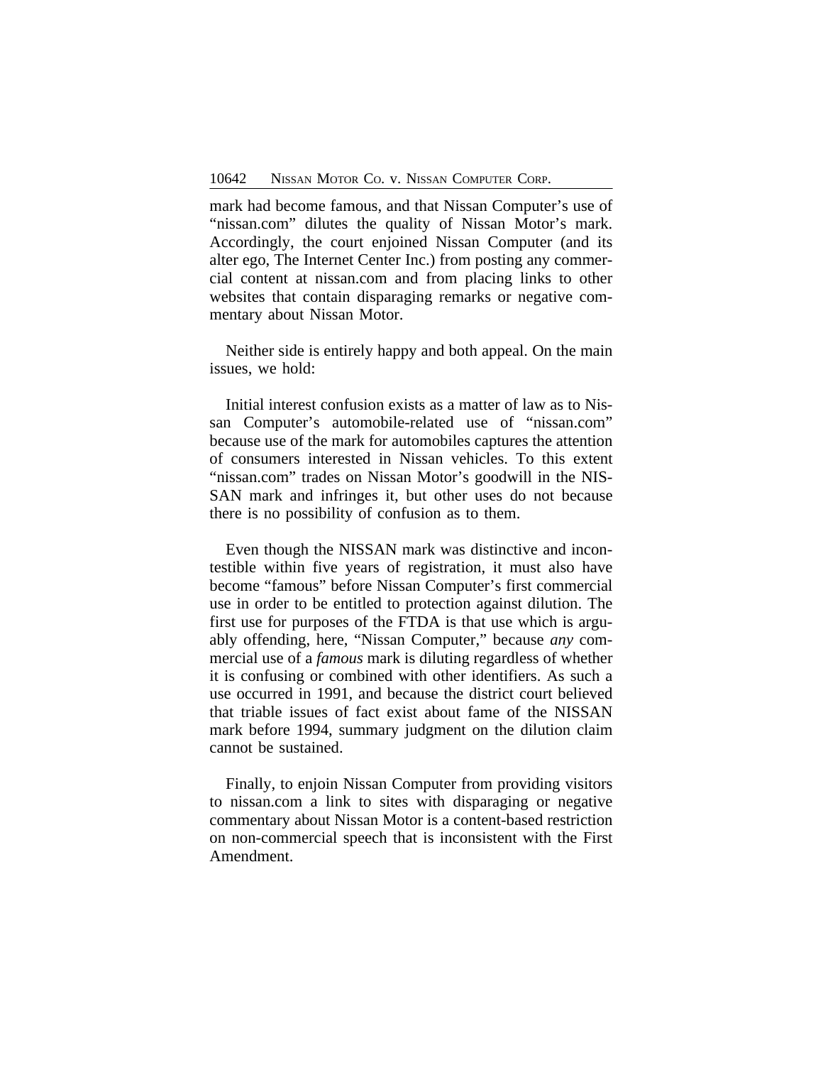mark had become famous, and that Nissan Computer's use of "nissan.com" dilutes the quality of Nissan Motor's mark. Accordingly, the court enjoined Nissan Computer (and its alter ego, The Internet Center Inc.) from posting any commercial content at nissan.com and from placing links to other websites that contain disparaging remarks or negative commentary about Nissan Motor.

Neither side is entirely happy and both appeal. On the main issues, we hold:

Initial interest confusion exists as a matter of law as to Nissan Computer's automobile-related use of "nissan.com" because use of the mark for automobiles captures the attention of consumers interested in Nissan vehicles. To this extent "nissan.com" trades on Nissan Motor's goodwill in the NISSAN mark and infringes it, but other uses do not because there is no possibility of confusion as to them.

Even though the NISSAN mark was distinctive and incontestible within five years of registration, it must also have become "famous" before Nissan Computer's first commercial use in order to be entitled to protection against dilution. The first use for purposes of the FTDA is that use which is arguably offending, here, "Nissan Computer," because *any* commercial use of a *famous* mark is diluting regardless of whether it is confusing or combined with other identifiers. As such a use occurred in 1991, and because the district court believed that triable issues of fact exist about fame of the NISSAN mark before 1994, summary judgment on the dilution claim cannot be sustained.

Finally, to enjoin Nissan Computer from providing visitors to nissan.com a link to sites with disparaging or negative commentary about Nissan Motor is a content-based restriction on non-commercial speech that is inconsistent with the First Amendment.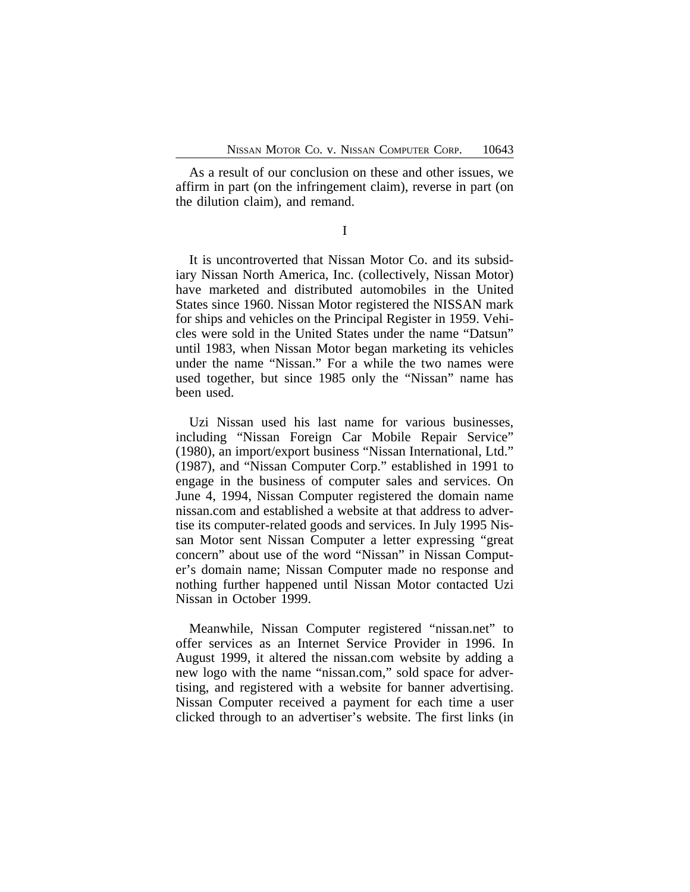As a result of our conclusion on these and other issues, we affirm in part (on the infringement claim), reverse in part (on the dilution claim), and remand.

I

It is uncontroverted that Nissan Motor Co. and its subsidiary Nissan North America, Inc. (collectively, Nissan Motor) have marketed and distributed automobiles in the United States since 1960. Nissan Motor registered the NISSAN mark for ships and vehicles on the Principal Register in 1959. Vehicles were sold in the United States under the name "Datsun" until 1983, when Nissan Motor began marketing its vehicles under the name "Nissan." For a while the two names were used together, but since 1985 only the "Nissan" name has been used.

Uzi Nissan used his last name for various businesses, including "Nissan Foreign Car Mobile Repair Service" (1980), an import/export business "Nissan International, Ltd." (1987), and "Nissan Computer Corp." established in 1991 to engage in the business of computer sales and services. On June 4, 1994, Nissan Computer registered the domain name nissan.com and established a website at that address to advertise its computer-related goods and services. In July 1995 Nissan Motor sent Nissan Computer a letter expressing "great concern" about use of the word "Nissan" in Nissan Computer's domain name; Nissan Computer made no response and nothing further happened until Nissan Motor contacted Uzi Nissan in October 1999.

Meanwhile, Nissan Computer registered "nissan.net" to offer services as an Internet Service Provider in 1996. In August 1999, it altered the nissan.com website by adding a new logo with the name "nissan.com," sold space for advertising, and registered with a website for banner advertising. Nissan Computer received a payment for each time a user clicked through to an advertiser's website. The first links (in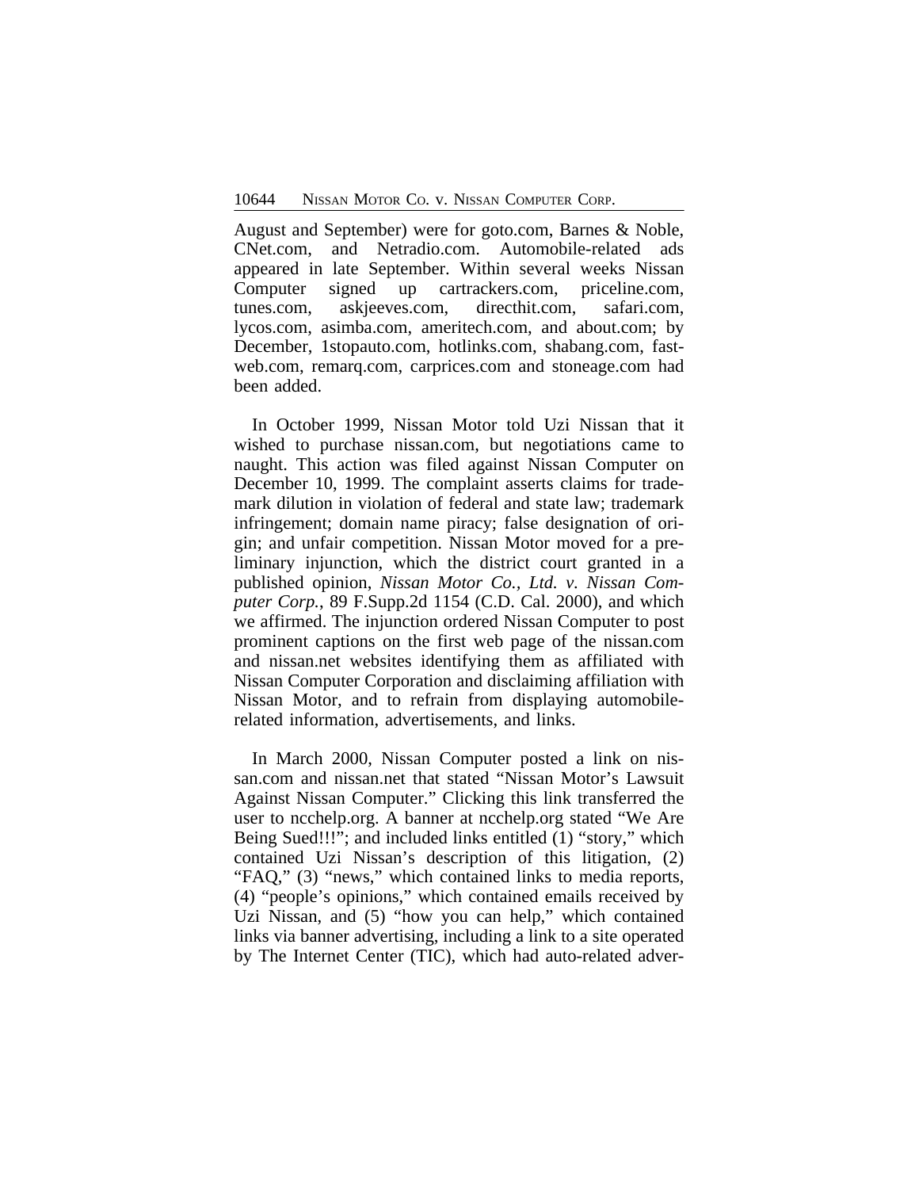August and September) were for goto.com, Barnes & Noble, CNet.com, and Netradio.com. Automobile-related ads appeared in late September. Within several weeks Nissan Computer signed up cartrackers.com, priceline.com, tunes.com, askjeeves.com, directhit.com, safari.com, lycos.com, asimba.com, ameritech.com, and about.com; by December, 1stopauto.com, hotlinks.com, shabang.com, fastweb.com, remarq.com, carprices.com and stoneage.com had been added.

In October 1999, Nissan Motor told Uzi Nissan that it wished to purchase nissan.com, but negotiations came to naught. This action was filed against Nissan Computer on December 10, 1999. The complaint asserts claims for trademark dilution in violation of federal and state law; trademark infringement; domain name piracy; false designation of origin; and unfair competition. Nissan Motor moved for a preliminary injunction, which the district court granted in a published opinion, *Nissan Motor Co., Ltd. v. Nissan Computer Corp.*, 89 F.Supp.2d 1154 (C.D. Cal. 2000), and which we affirmed. The injunction ordered Nissan Computer to post prominent captions on the first web page of the nissan.com and nissan.net websites identifying them as affiliated with Nissan Computer Corporation and disclaiming affiliation with Nissan Motor, and to refrain from displaying automobile-related information, advertisements, and links.

In March 2000, Nissan Computer posted a link on nissan.com and nissan.net that stated "Nissan Motor's Lawsuit Against Nissan Computer." Clicking this link transferred the user to ncchelp.org. A banner at ncchelp.org stated "We Are Being Sued!!!"; and included links entitled (1) "story," which contained Uzi Nissan's description of this litigation, (2) "FAQ," (3) "news," which contained links to media reports, (4) "people's opinions," which contained emails received by Uzi Nissan, and (5) "how you can help," which contained links via banner advertising, including a link to a site operated by The Internet Center (TIC), which had auto-related adver-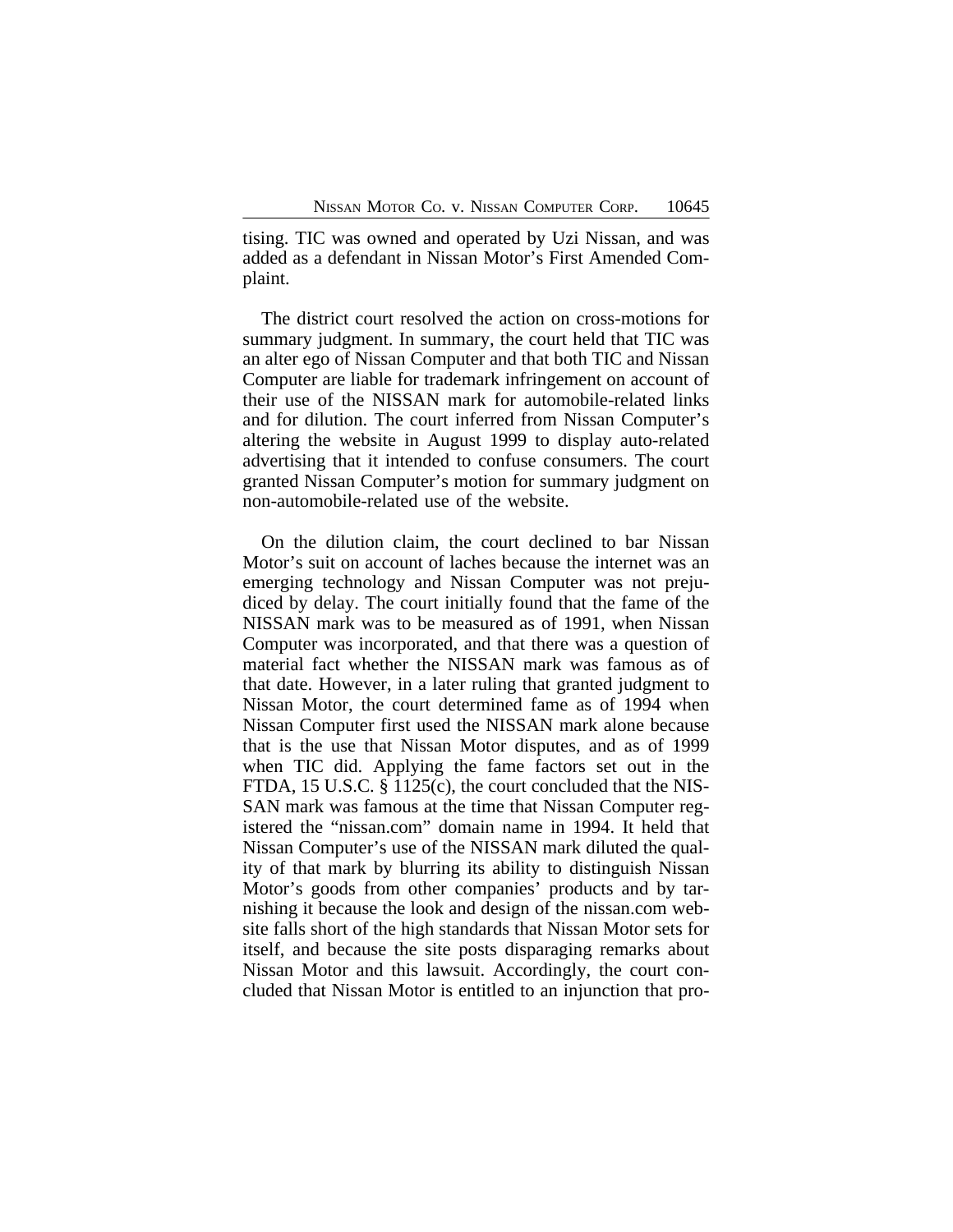tising. TIC was owned and operated by Uzi Nissan, and was added as a defendant in Nissan Motor's First Amended Complaint.

The district court resolved the action on cross-motions for summary judgment. In summary, the court held that TIC was an alter ego of Nissan Computer and that both TIC and Nissan Computer are liable for trademark infringement on account of their use of the NISSAN mark for automobile-related links and for dilution. The court inferred from Nissan Computer's altering the website in August 1999 to display auto-related advertising that it intended to confuse consumers. The court granted Nissan Computer's motion for summary judgment on non-automobile-related use of the website.

On the dilution claim, the court declined to bar Nissan Motor's suit on account of laches because the internet was an emerging technology and Nissan Computer was not prejudiced by delay. The court initially found that the fame of the NISSAN mark was to be measured as of 1991, when Nissan Computer was incorporated, and that there was a question of material fact whether the NISSAN mark was famous as of that date. However, in a later ruling that granted judgment to Nissan Motor, the court determined fame as of 1994 when Nissan Computer first used the NISSAN mark alone because that is the use that Nissan Motor disputes, and as of 1999 when TIC did. Applying the fame factors set out in the FTDA, 15 U.S.C. § 1125(c), the court concluded that the NISSAN mark was famous at the time that Nissan Computer registered the "nissan.com" domain name in 1994. It held that Nissan Computer's use of the NISSAN mark diluted the quality of that mark by blurring its ability to distinguish Nissan Motor's goods from other companies' products and by tarnishing it because the look and design of the nissan.com website falls short of the high standards that Nissan Motor sets for itself, and because the site posts disparaging remarks about Nissan Motor and this lawsuit. Accordingly, the court concluded that Nissan Motor is entitled to an injunction that pro-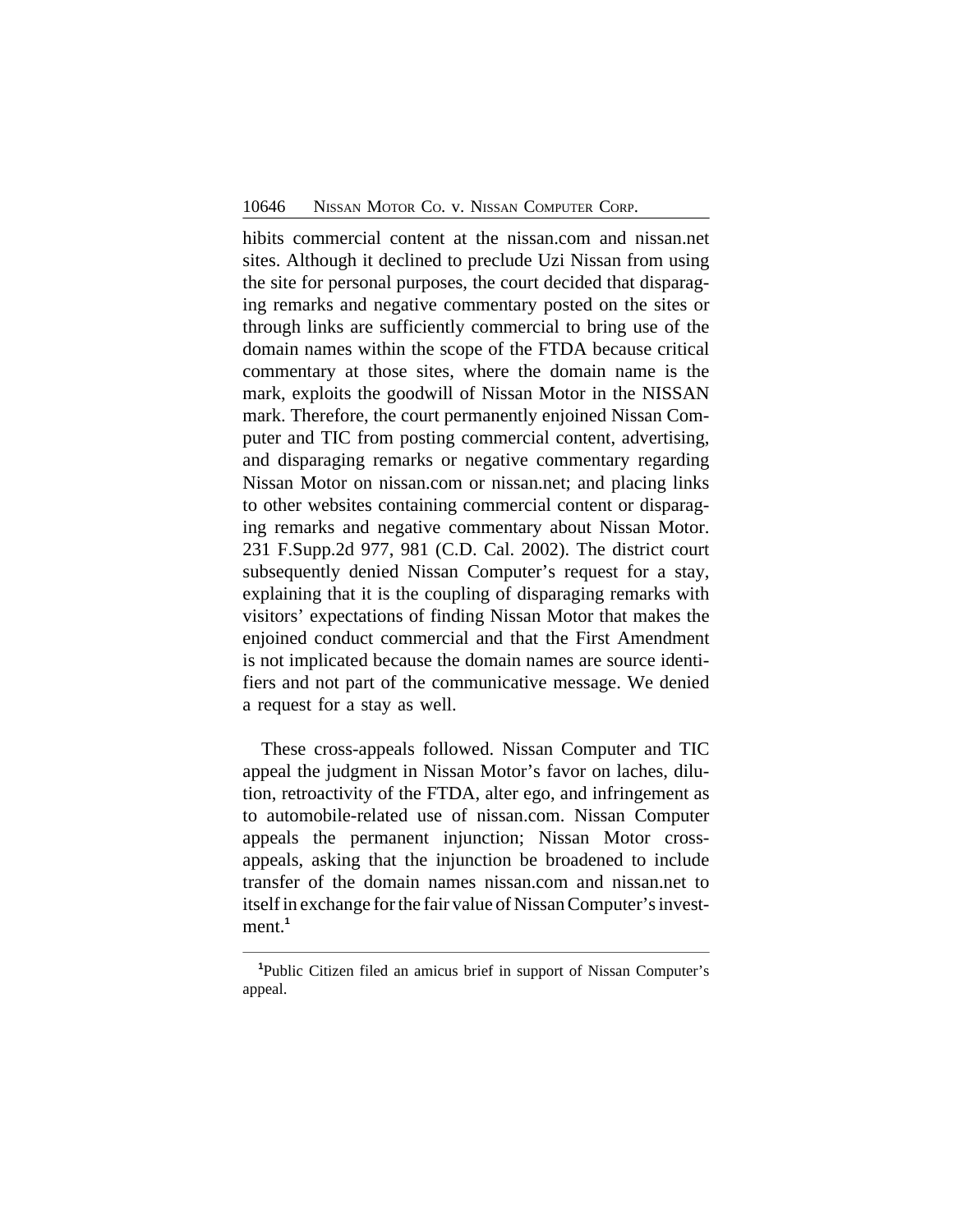hibits commercial content at the nissan.com and nissan.net sites. Although it declined to preclude Uzi Nissan from using the site for personal purposes, the court decided that disparaging remarks and negative commentary posted on the sites or through links are sufficiently commercial to bring use of the domain names within the scope of the FTDA because critical commentary at those sites, where the domain name is the mark, exploits the goodwill of Nissan Motor in the NISSAN mark. Therefore, the court permanently enjoined Nissan Computer and TIC from posting commercial content, advertising, and disparaging remarks or negative commentary regarding Nissan Motor on nissan.com or nissan.net; and placing links to other websites containing commercial content or disparaging remarks and negative commentary about Nissan Motor. 231 F.Supp.2d 977, 981 (C.D. Cal. 2002). The district court subsequently denied Nissan Computer's request for a stay, explaining that it is the coupling of disparaging remarks with visitors' expectations of finding Nissan Motor that makes the enjoined conduct commercial and that the First Amendment is not implicated because the domain names are source identifiers and not part of the communicative message. We denied a request for a stay as well.

These cross-appeals followed. Nissan Computer and TIC appeal the judgment in Nissan Motor's favor on laches, dilution, retroactivity of the FTDA, alter ego, and infringement as to automobile-related use of nissan.com. Nissan Computer appeals the permanent injunction; Nissan Motor cross-appeals, asking that the injunction be broadened to include transfer of the domain names nissan.com and nissan.net to itself in exchange for the fair value of Nissan Computer's investment.[1]

---

[1]Public Citizen filed an amicus brief in support of Nissan Computer's appeal.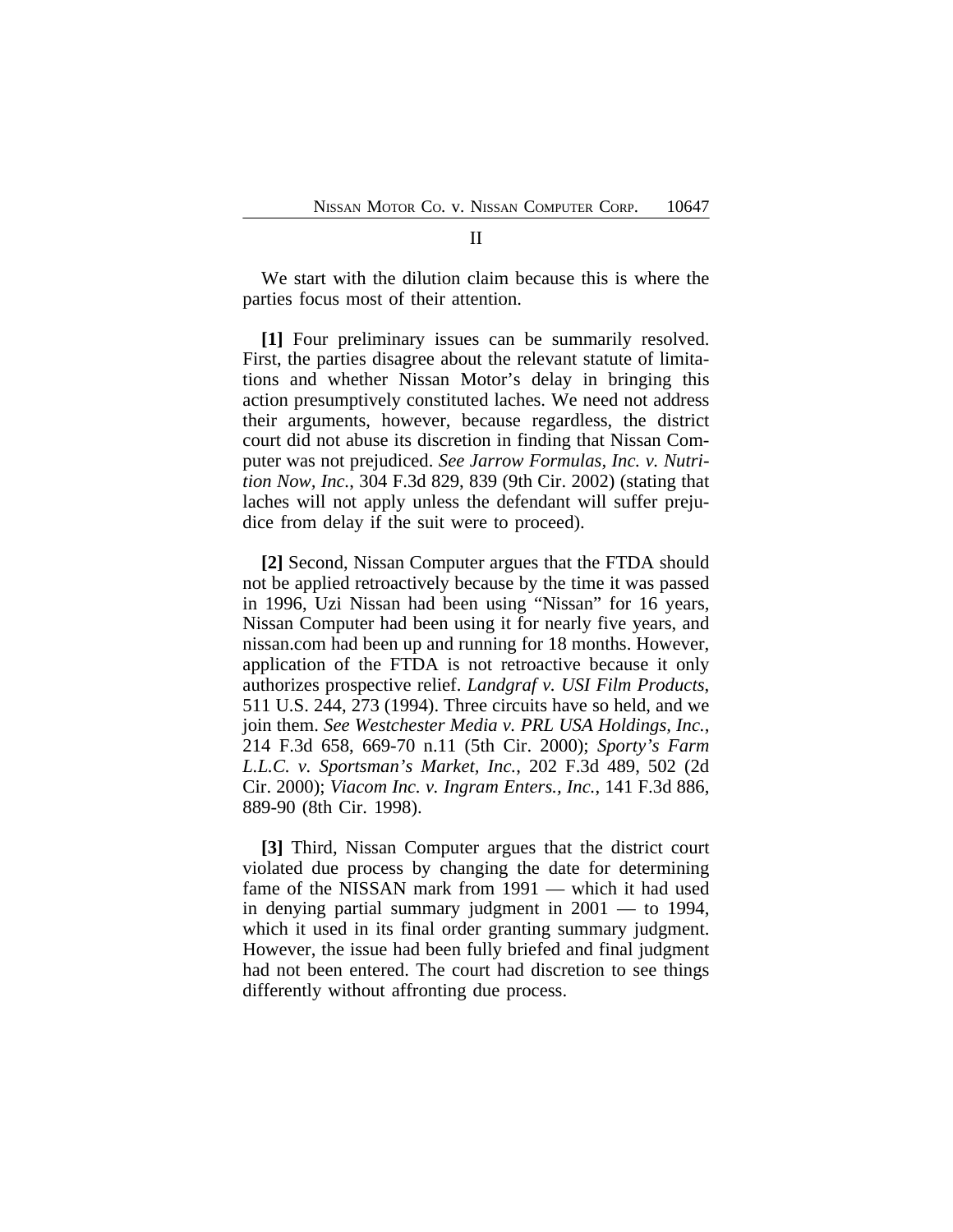## II

We start with the dilution claim because this is where the parties focus most of their attention.

**[1]** Four preliminary issues can be summarily resolved. First, the parties disagree about the relevant statute of limitations and whether Nissan Motor's delay in bringing this action presumptively constituted laches. We need not address their arguments, however, because regardless, the district court did not abuse its discretion in finding that Nissan Computer was not prejudiced. *See Jarrow Formulas, Inc. v. Nutrition Now, Inc.*, 304 F.3d 829, 839 (9th Cir. 2002) (stating that laches will not apply unless the defendant will suffer prejudice from delay if the suit were to proceed).

**[2]** Second, Nissan Computer argues that the FTDA should not be applied retroactively because by the time it was passed in 1996, Uzi Nissan had been using "Nissan" for 16 years, Nissan Computer had been using it for nearly five years, and nissan.com had been up and running for 18 months. However, application of the FTDA is not retroactive because it only authorizes prospective relief. *Landgraf v. USI Film Products*, 511 U.S. 244, 273 (1994). Three circuits have so held, and we join them. *See Westchester Media v. PRL USA Holdings, Inc.*, 214 F.3d 658, 669-70 n.11 (5th Cir. 2000); *Sporty's Farm L.L.C. v. Sportsman's Market, Inc.*, 202 F.3d 489, 502 (2d Cir. 2000); *Viacom Inc. v. Ingram Enters., Inc.*, 141 F.3d 886, 889-90 (8th Cir. 1998).

**[3]** Third, Nissan Computer argues that the district court violated due process by changing the date for determining fame of the NISSAN mark from 1991 — which it had used in denying partial summary judgment in 2001 — to 1994, which it used in its final order granting summary judgment. However, the issue had been fully briefed and final judgment had not been entered. The court had discretion to see things differently without affronting due process.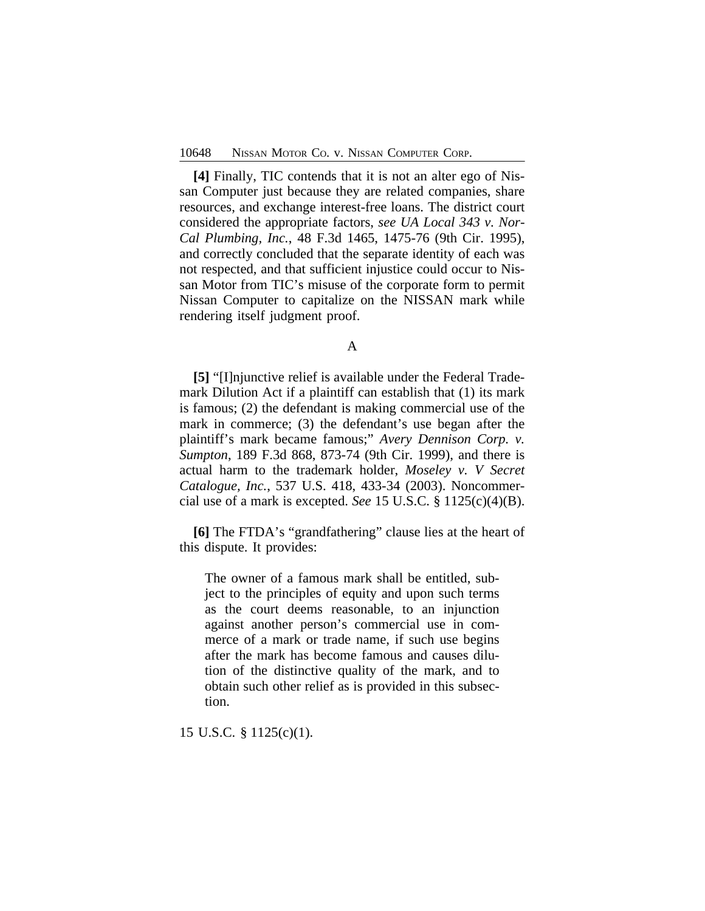**[4]** Finally, TIC contends that it is not an alter ego of Nissan Computer just because they are related companies, share resources, and exchange interest-free loans. The district court considered the appropriate factors, *see UA Local 343 v. Nor-Cal Plumbing, Inc.*, 48 F.3d 1465, 1475-76 (9th Cir. 1995), and correctly concluded that the separate identity of each was not respected, and that sufficient injustice could occur to Nissan Motor from TIC's misuse of the corporate form to permit Nissan Computer to capitalize on the NISSAN mark while rendering itself judgment proof.

## A

**[5]** "[I]njunctive relief is available under the Federal Trademark Dilution Act if a plaintiff can establish that (1) its mark is famous; (2) the defendant is making commercial use of the mark in commerce; (3) the defendant's use began after the plaintiff's mark became famous;" *Avery Dennison Corp. v. Sumpton*, 189 F.3d 868, 873-74 (9th Cir. 1999), and there is actual harm to the trademark holder, *Moseley v. V Secret Catalogue, Inc.*, 537 U.S. 418, 433-34 (2003). Noncommercial use of a mark is excepted. *See* 15 U.S.C. § 1125(c)(4)(B).

**[6]** The FTDA's "grandfathering" clause lies at the heart of this dispute. It provides:

> The owner of a famous mark shall be entitled, subject to the principles of equity and upon such terms as the court deems reasonable, to an injunction against another person's commercial use in commerce of a mark or trade name, if such use begins after the mark has become famous and causes dilution of the distinctive quality of the mark, and to obtain such other relief as is provided in this subsection.

15 U.S.C. § 1125(c)(1).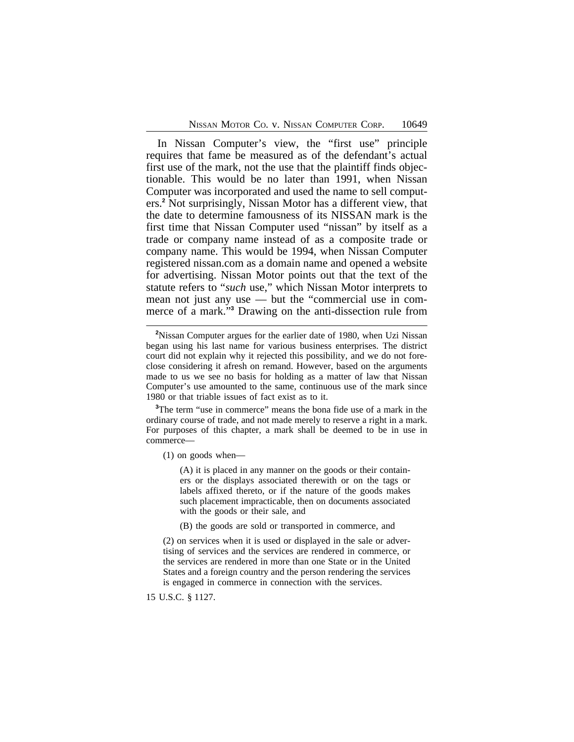In Nissan Computer's view, the "first use" principle requires that fame be measured as of the defendant's actual first use of the mark, not the use that the plaintiff finds objectionable. This would be no later than 1991, when Nissan Computer was incorporated and used the name to sell computers.[2] Not surprisingly, Nissan Motor has a different view, that the date to determine famousness of its NISSAN mark is the first time that Nissan Computer used "nissan" by itself as a trade or company name instead of as a composite trade or company name. This would be 1994, when Nissan Computer registered nissan.com as a domain name and opened a website for advertising. Nissan Motor points out that the text of the statute refers to "*such* use," which Nissan Motor interprets to mean not just any use — but the "commercial use in commerce of a mark."[3] Drawing on the anti-dissection rule from

---

[2]Nissan Computer argues for the earlier date of 1980, when Uzi Nissan began using his last name for various business enterprises. The district court did not explain why it rejected this possibility, and we do not foreclose considering it afresh on remand. However, based on the arguments made to us we see no basis for holding as a matter of law that Nissan Computer's use amounted to the same, continuous use of the mark since 1980 or that triable issues of fact exist as to it.

[3]The term "use in commerce" means the bona fide use of a mark in the ordinary course of trade, and not made merely to reserve a right in a mark. For purposes of this chapter, a mark shall be deemed to be in use in commerce—

> (1) on goods when—
>
> > (A) it is placed in any manner on the goods or their containers or the displays associated therewith or on the tags or labels affixed thereto, or if the nature of the goods makes such placement impracticable, then on documents associated with the goods or their sale, and
> >
> > (B) the goods are sold or transported in commerce, and
>
> (2) on services when it is used or displayed in the sale or advertising of services and the services are rendered in commerce, or the services are rendered in more than one State or in the United States and a foreign country and the person rendering the services is engaged in commerce in connection with the services.

15 U.S.C. § 1127.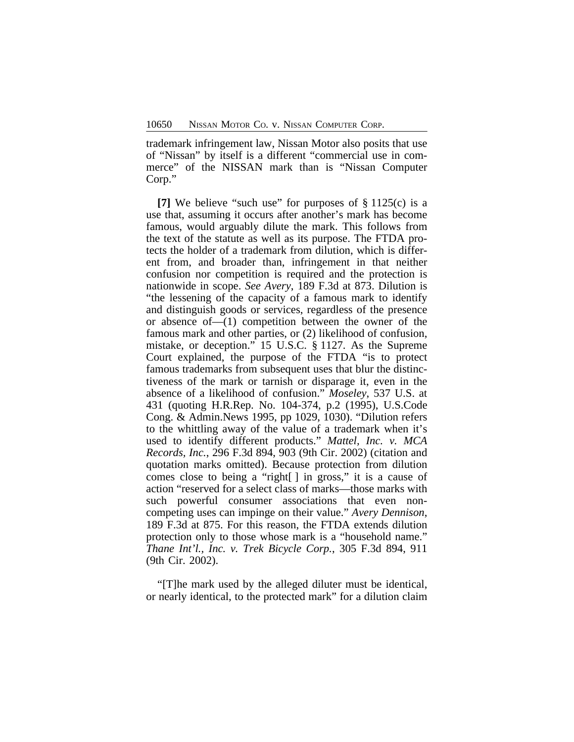trademark infringement law, Nissan Motor also posits that use of "Nissan" by itself is a different "commercial use in commerce" of the NISSAN mark than is "Nissan Computer Corp."

**[7]** We believe "such use" for purposes of § 1125(c) is a use that, assuming it occurs after another's mark has become famous, would arguably dilute the mark. This follows from the text of the statute as well as its purpose. The FTDA protects the holder of a trademark from dilution, which is different from, and broader than, infringement in that neither confusion nor competition is required and the protection is nationwide in scope. *See Avery*, 189 F.3d at 873. Dilution is "the lessening of the capacity of a famous mark to identify and distinguish goods or services, regardless of the presence or absence of—(1) competition between the owner of the famous mark and other parties, or (2) likelihood of confusion, mistake, or deception." 15 U.S.C. § 1127. As the Supreme Court explained, the purpose of the FTDA "is to protect famous trademarks from subsequent uses that blur the distinctiveness of the mark or tarnish or disparage it, even in the absence of a likelihood of confusion." *Moseley*, 537 U.S. at 431 (quoting H.R.Rep. No. 104-374, p.2 (1995), U.S.Code Cong. & Admin.News 1995, pp 1029, 1030). "Dilution refers to the whittling away of the value of a trademark when it's used to identify different products." *Mattel, Inc. v. MCA Records, Inc.*, 296 F.3d 894, 903 (9th Cir. 2002) (citation and quotation marks omitted). Because protection from dilution comes close to being a "right[ ] in gross," it is a cause of action "reserved for a select class of marks—those marks with such powerful consumer associations that even non-competing uses can impinge on their value." *Avery Dennison*, 189 F.3d at 875. For this reason, the FTDA extends dilution protection only to those whose mark is a "household name." *Thane Int'l., Inc. v. Trek Bicycle Corp.*, 305 F.3d 894, 911 (9th Cir. 2002).

"[T]he mark used by the alleged diluter must be identical, or nearly identical, to the protected mark" for a dilution claim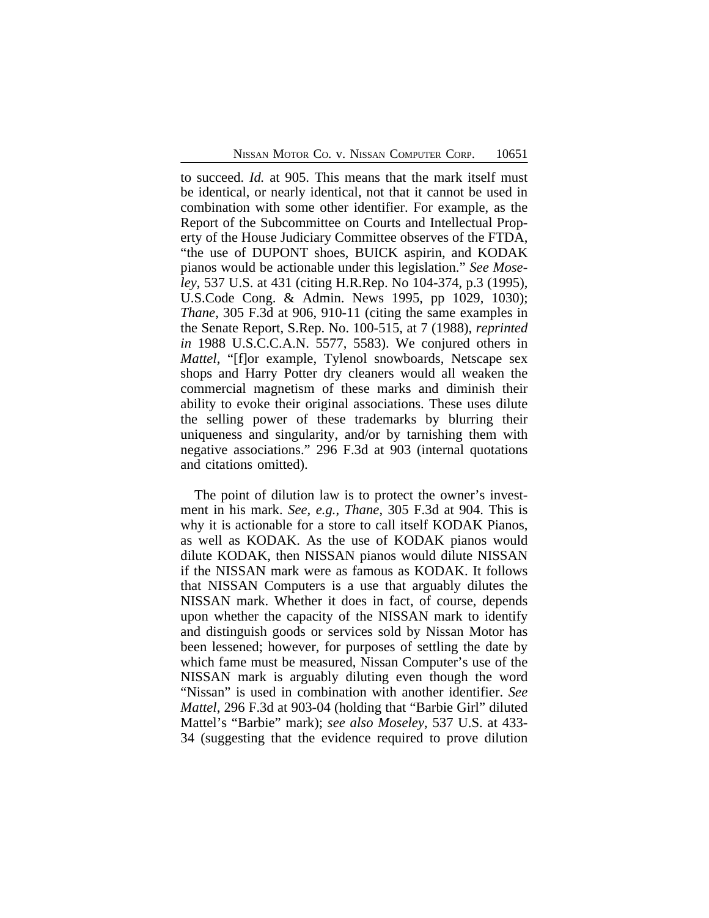to succeed. *Id.* at 905. This means that the mark itself must be identical, or nearly identical, not that it cannot be used in combination with some other identifier. For example, as the Report of the Subcommittee on Courts and Intellectual Property of the House Judiciary Committee observes of the FTDA, "the use of DUPONT shoes, BUICK aspirin, and KODAK pianos would be actionable under this legislation." *See Moseley*, 537 U.S. at 431 (citing H.R.Rep. No 104-374, p.3 (1995), U.S.Code Cong. & Admin. News 1995, pp 1029, 1030); *Thane*, 305 F.3d at 906, 910-11 (citing the same examples in the Senate Report, S.Rep. No. 100-515, at 7 (1988), *reprinted in* 1988 U.S.C.C.A.N. 5577, 5583). We conjured others in *Mattel*, "[f]or example, Tylenol snowboards, Netscape sex shops and Harry Potter dry cleaners would all weaken the commercial magnetism of these marks and diminish their ability to evoke their original associations. These uses dilute the selling power of these trademarks by blurring their uniqueness and singularity, and/or by tarnishing them with negative associations." 296 F.3d at 903 (internal quotations and citations omitted).

The point of dilution law is to protect the owner's investment in his mark. *See, e.g.*, *Thane*, 305 F.3d at 904. This is why it is actionable for a store to call itself KODAK Pianos, as well as KODAK. As the use of KODAK pianos would dilute KODAK, then NISSAN pianos would dilute NISSAN if the NISSAN mark were as famous as KODAK. It follows that NISSAN Computers is a use that arguably dilutes the NISSAN mark. Whether it does in fact, of course, depends upon whether the capacity of the NISSAN mark to identify and distinguish goods or services sold by Nissan Motor has been lessened; however, for purposes of settling the date by which fame must be measured, Nissan Computer's use of the NISSAN mark is arguably diluting even though the word "Nissan" is used in combination with another identifier. *See Mattel*, 296 F.3d at 903-04 (holding that "Barbie Girl" diluted Mattel's "Barbie" mark); *see also Moseley*, 537 U.S. at 433-34 (suggesting that the evidence required to prove dilution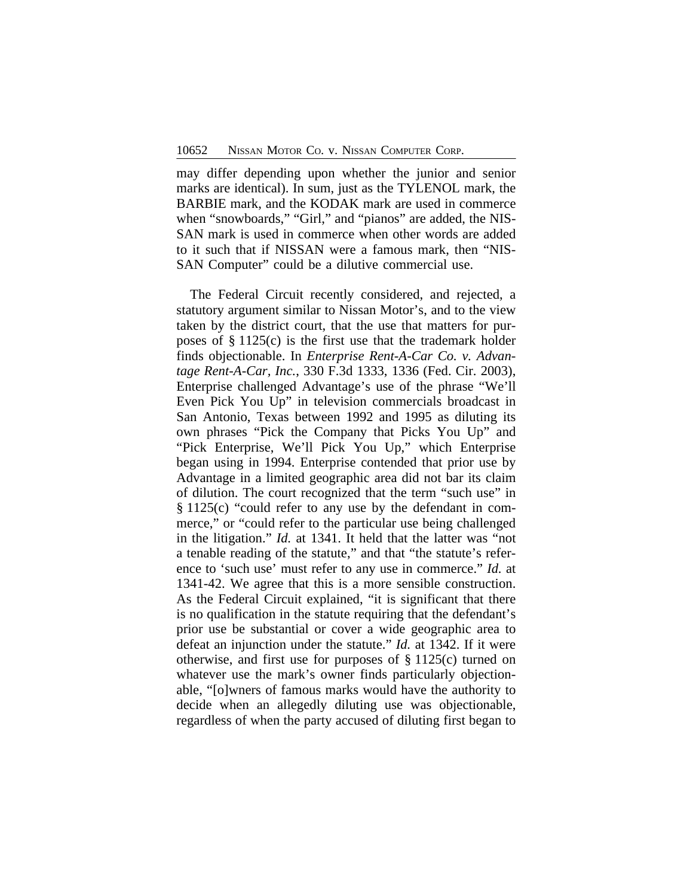may differ depending upon whether the junior and senior marks are identical). In sum, just as the TYLENOL mark, the BARBIE mark, and the KODAK mark are used in commerce when "snowboards," "Girl," and "pianos" are added, the NISSAN mark is used in commerce when other words are added to it such that if NISSAN were a famous mark, then "NISSAN Computer" could be a dilutive commercial use.

The Federal Circuit recently considered, and rejected, a statutory argument similar to Nissan Motor's, and to the view taken by the district court, that the use that matters for purposes of § 1125(c) is the first use that the trademark holder finds objectionable. In *Enterprise Rent-A-Car Co. v. Advantage Rent-A-Car, Inc.*, 330 F.3d 1333, 1336 (Fed. Cir. 2003), Enterprise challenged Advantage's use of the phrase "We'll Even Pick You Up" in television commercials broadcast in San Antonio, Texas between 1992 and 1995 as diluting its own phrases "Pick the Company that Picks You Up" and "Pick Enterprise, We'll Pick You Up," which Enterprise began using in 1994. Enterprise contended that prior use by Advantage in a limited geographic area did not bar its claim of dilution. The court recognized that the term "such use" in § 1125(c) "could refer to any use by the defendant in commerce," or "could refer to the particular use being challenged in the litigation." *Id.* at 1341. It held that the latter was "not a tenable reading of the statute," and that "the statute's reference to 'such use' must refer to any use in commerce." *Id.* at 1341-42. We agree that this is a more sensible construction. As the Federal Circuit explained, "it is significant that there is no qualification in the statute requiring that the defendant's prior use be substantial or cover a wide geographic area to defeat an injunction under the statute." *Id.* at 1342. If it were otherwise, and first use for purposes of § 1125(c) turned on whatever use the mark's owner finds particularly objectionable, "[o]wners of famous marks would have the authority to decide when an allegedly diluting use was objectionable, regardless of when the party accused of diluting first began to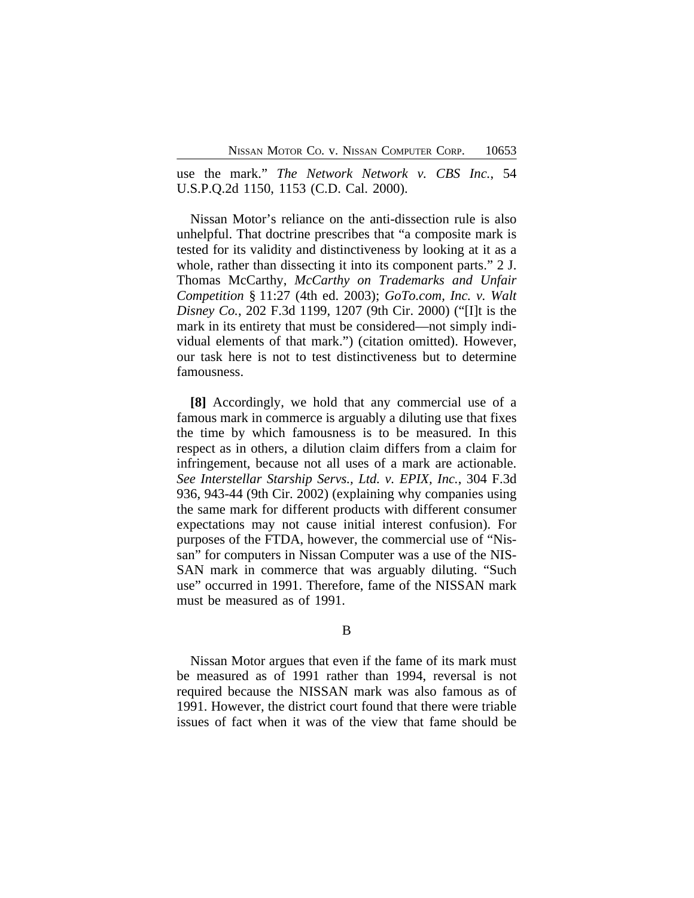use the mark." *The Network Network v. CBS Inc.*, 54 U.S.P.Q.2d 1150, 1153 (C.D. Cal. 2000).

Nissan Motor's reliance on the anti-dissection rule is also unhelpful. That doctrine prescribes that "a composite mark is tested for its validity and distinctiveness by looking at it as a whole, rather than dissecting it into its component parts." 2 J. Thomas McCarthy, *McCarthy on Trademarks and Unfair Competition* § 11:27 (4th ed. 2003); *GoTo.com, Inc. v. Walt Disney Co.*, 202 F.3d 1199, 1207 (9th Cir. 2000) ("[I]t is the mark in its entirety that must be considered—not simply individual elements of that mark.") (citation omitted). However, our task here is not to test distinctiveness but to determine famousness.

**[8]** Accordingly, we hold that any commercial use of a famous mark in commerce is arguably a diluting use that fixes the time by which famousness is to be measured. In this respect as in others, a dilution claim differs from a claim for infringement, because not all uses of a mark are actionable. *See Interstellar Starship Servs., Ltd. v. EPIX, Inc.*, 304 F.3d 936, 943-44 (9th Cir. 2002) (explaining why companies using the same mark for different products with different consumer expectations may not cause initial interest confusion). For purposes of the FTDA, however, the commercial use of "Nissan" for computers in Nissan Computer was a use of the NISSAN mark in commerce that was arguably diluting. "Such use" occurred in 1991. Therefore, fame of the NISSAN mark must be measured as of 1991.

## B

Nissan Motor argues that even if the fame of its mark must be measured as of 1991 rather than 1994, reversal is not required because the NISSAN mark was also famous as of 1991. However, the district court found that there were triable issues of fact when it was of the view that fame should be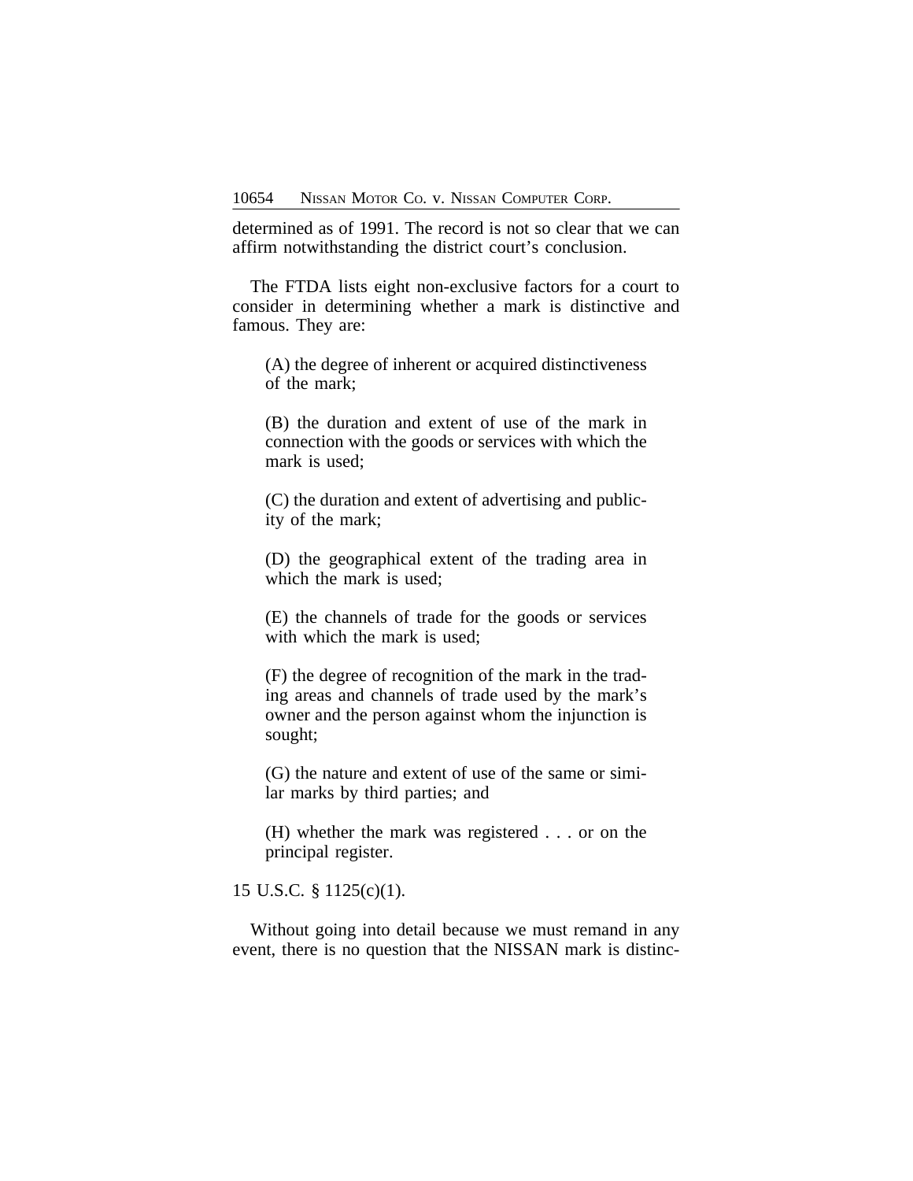determined as of 1991. The record is not so clear that we can affirm notwithstanding the district court's conclusion.

The FTDA lists eight non-exclusive factors for a court to consider in determining whether a mark is distinctive and famous. They are:

> (A) the degree of inherent or acquired distinctiveness of the mark;
>
> (B) the duration and extent of use of the mark in connection with the goods or services with which the mark is used;
>
> (C) the duration and extent of advertising and publicity of the mark;
>
> (D) the geographical extent of the trading area in which the mark is used;
>
> (E) the channels of trade for the goods or services with which the mark is used;
>
> (F) the degree of recognition of the mark in the trading areas and channels of trade used by the mark's owner and the person against whom the injunction is sought;
>
> (G) the nature and extent of use of the same or similar marks by third parties; and
>
> (H) whether the mark was registered . . . or on the principal register.

15 U.S.C. § 1125(c)(1).

Without going into detail because we must remand in any event, there is no question that the NISSAN mark is distinc-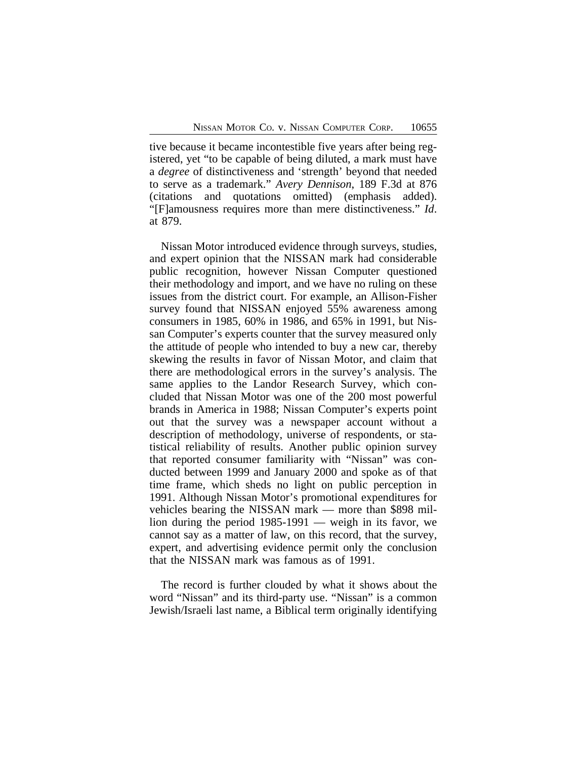tive because it became incontestible five years after being registered, yet "to be capable of being diluted, a mark must have a *degree* of distinctiveness and 'strength' beyond that needed to serve as a trademark." *Avery Dennison*, 189 F.3d at 876 (citations and quotations omitted) (emphasis added). "[F]amousness requires more than mere distinctiveness." *Id*. at 879.

Nissan Motor introduced evidence through surveys, studies, and expert opinion that the NISSAN mark had considerable public recognition, however Nissan Computer questioned their methodology and import, and we have no ruling on these issues from the district court. For example, an Allison-Fisher survey found that NISSAN enjoyed 55% awareness among consumers in 1985, 60% in 1986, and 65% in 1991, but Nissan Computer's experts counter that the survey measured only the attitude of people who intended to buy a new car, thereby skewing the results in favor of Nissan Motor, and claim that there are methodological errors in the survey's analysis. The same applies to the Landor Research Survey, which concluded that Nissan Motor was one of the 200 most powerful brands in America in 1988; Nissan Computer's experts point out that the survey was a newspaper account without a description of methodology, universe of respondents, or statistical reliability of results. Another public opinion survey that reported consumer familiarity with "Nissan" was conducted between 1999 and January 2000 and spoke as of that time frame, which sheds no light on public perception in 1991. Although Nissan Motor's promotional expenditures for vehicles bearing the NISSAN mark — more than $898 million during the period 1985-1991 — weigh in its favor, we cannot say as a matter of law, on this record, that the survey, expert, and advertising evidence permit only the conclusion that the NISSAN mark was famous as of 1991.

The record is further clouded by what it shows about the word "Nissan" and its third-party use. "Nissan" is a common Jewish/Israeli last name, a Biblical term originally identifying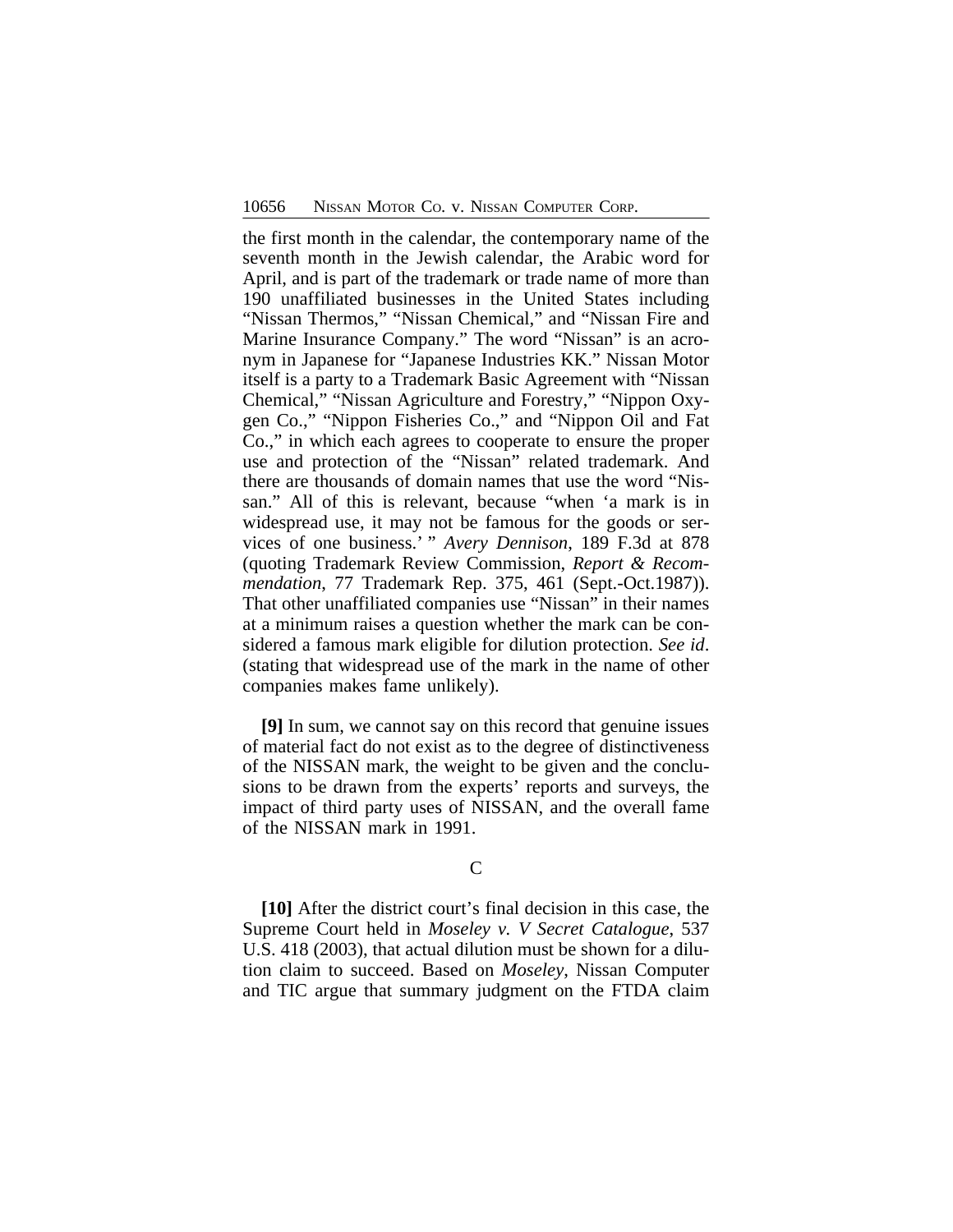the first month in the calendar, the contemporary name of the seventh month in the Jewish calendar, the Arabic word for April, and is part of the trademark or trade name of more than 190 unaffiliated businesses in the United States including "Nissan Thermos," "Nissan Chemical," and "Nissan Fire and Marine Insurance Company." The word "Nissan" is an acronym in Japanese for "Japanese Industries KK." Nissan Motor itself is a party to a Trademark Basic Agreement with "Nissan Chemical," "Nissan Agriculture and Forestry," "Nippon Oxygen Co.," "Nippon Fisheries Co.," and "Nippon Oil and Fat Co.," in which each agrees to cooperate to ensure the proper use and protection of the "Nissan" related trademark. And there are thousands of domain names that use the word "Nissan." All of this is relevant, because "when 'a mark is in widespread use, it may not be famous for the goods or services of one business.' " *Avery Dennison*, 189 F.3d at 878 (quoting Trademark Review Commission, *Report & Recommendation*, 77 Trademark Rep. 375, 461 (Sept.-Oct.1987)). That other unaffiliated companies use "Nissan" in their names at a minimum raises a question whether the mark can be considered a famous mark eligible for dilution protection. *See id*. (stating that widespread use of the mark in the name of other companies makes fame unlikely).

**[9]** In sum, we cannot say on this record that genuine issues of material fact do not exist as to the degree of distinctiveness of the NISSAN mark, the weight to be given and the conclusions to be drawn from the experts' reports and surveys, the impact of third party uses of NISSAN, and the overall fame of the NISSAN mark in 1991.

C

**[10]** After the district court's final decision in this case, the Supreme Court held in *Moseley v. V Secret Catalogue*, 537 U.S. 418 (2003), that actual dilution must be shown for a dilution claim to succeed. Based on *Moseley*, Nissan Computer and TIC argue that summary judgment on the FTDA claim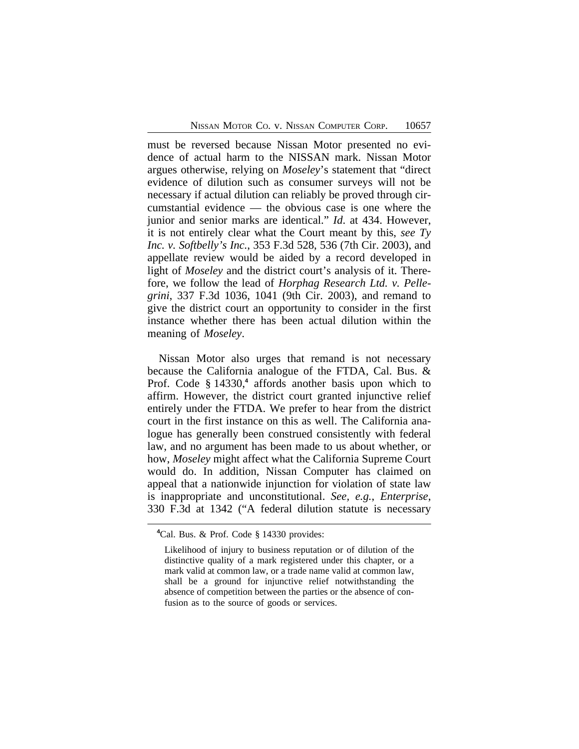must be reversed because Nissan Motor presented no evidence of actual harm to the NISSAN mark. Nissan Motor argues otherwise, relying on *Moseley*'s statement that "direct evidence of dilution such as consumer surveys will not be necessary if actual dilution can reliably be proved through circumstantial evidence — the obvious case is one where the junior and senior marks are identical." *Id.* at 434. However, it is not entirely clear what the Court meant by this, *see Ty Inc. v. Softbelly's Inc.*, 353 F.3d 528, 536 (7th Cir. 2003), and appellate review would be aided by a record developed in light of *Moseley* and the district court's analysis of it. Therefore, we follow the lead of *Horphag Research Ltd. v. Pellegrini*, 337 F.3d 1036, 1041 (9th Cir. 2003), and remand to give the district court an opportunity to consider in the first instance whether there has been actual dilution within the meaning of *Moseley*.

Nissan Motor also urges that remand is not necessary because the California analogue of the FTDA, Cal. Bus. & Prof. Code § 14330,[4] affords another basis upon which to affirm. However, the district court granted injunctive relief entirely under the FTDA. We prefer to hear from the district court in the first instance on this as well. The California analogue has generally been construed consistently with federal law, and no argument has been made to us about whether, or how, *Moseley* might affect what the California Supreme Court would do. In addition, Nissan Computer has claimed on appeal that a nationwide injunction for violation of state law is inappropriate and unconstitutional. *See, e.g.*, *Enterprise*, 330 F.3d at 1342 ("A federal dilution statute is necessary

[4]Cal. Bus. & Prof. Code § 14330 provides:

> Likelihood of injury to business reputation or of dilution of the distinctive quality of a mark registered under this chapter, or a mark valid at common law, or a trade name valid at common law, shall be a ground for injunctive relief notwithstanding the absence of competition between the parties or the absence of confusion as to the source of goods or services.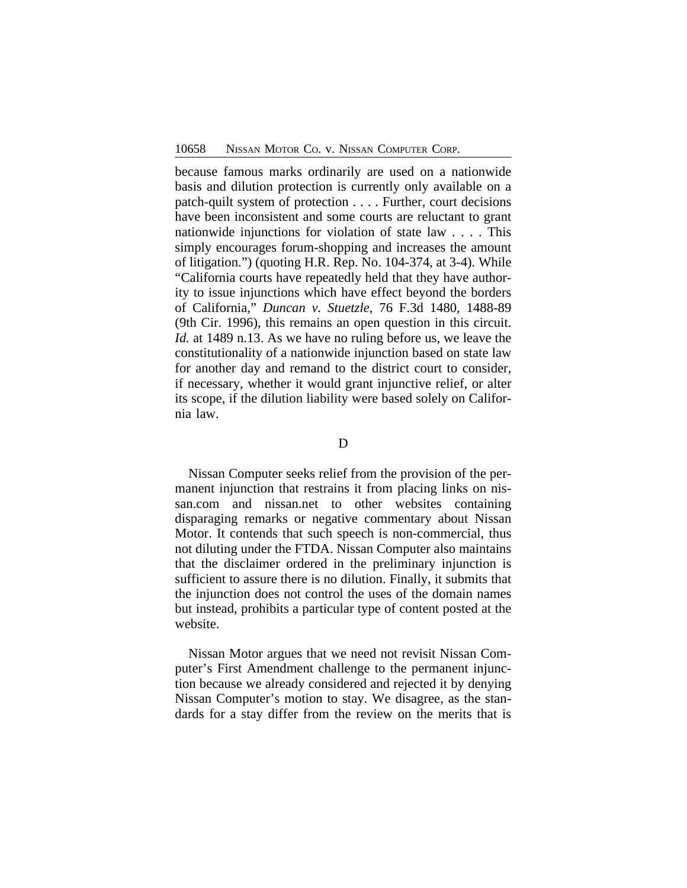because famous marks ordinarily are used on a nationwide basis and dilution protection is currently only available on a patch-quilt system of protection . . . . Further, court decisions have been inconsistent and some courts are reluctant to grant nationwide injunctions for violation of state law . . . . This simply encourages forum-shopping and increases the amount of litigation.") (quoting H.R. Rep. No. 104-374, at 3-4). While "California courts have repeatedly held that they have authority to issue injunctions which have effect beyond the borders of California," *Duncan v. Stuetzle*, 76 F.3d 1480, 1488-89 (9th Cir. 1996), this remains an open question in this circuit. *Id.* at 1489 n.13. As we have no ruling before us, we leave the constitutionality of a nationwide injunction based on state law for another day and remand to the district court to consider, if necessary, whether it would grant injunctive relief, or alter its scope, if the dilution liability were based solely on California law.

D

Nissan Computer seeks relief from the provision of the permanent injunction that restrains it from placing links on nissan.com and nissan.net to other websites containing disparaging remarks or negative commentary about Nissan Motor. It contends that such speech is non-commercial, thus not diluting under the FTDA. Nissan Computer also maintains that the disclaimer ordered in the preliminary injunction is sufficient to assure there is no dilution. Finally, it submits that the injunction does not control the uses of the domain names but instead, prohibits a particular type of content posted at the website.

Nissan Motor argues that we need not revisit Nissan Computer's First Amendment challenge to the permanent injunction because we already considered and rejected it by denying Nissan Computer's motion to stay. We disagree, as the standards for a stay differ from the review on the merits that is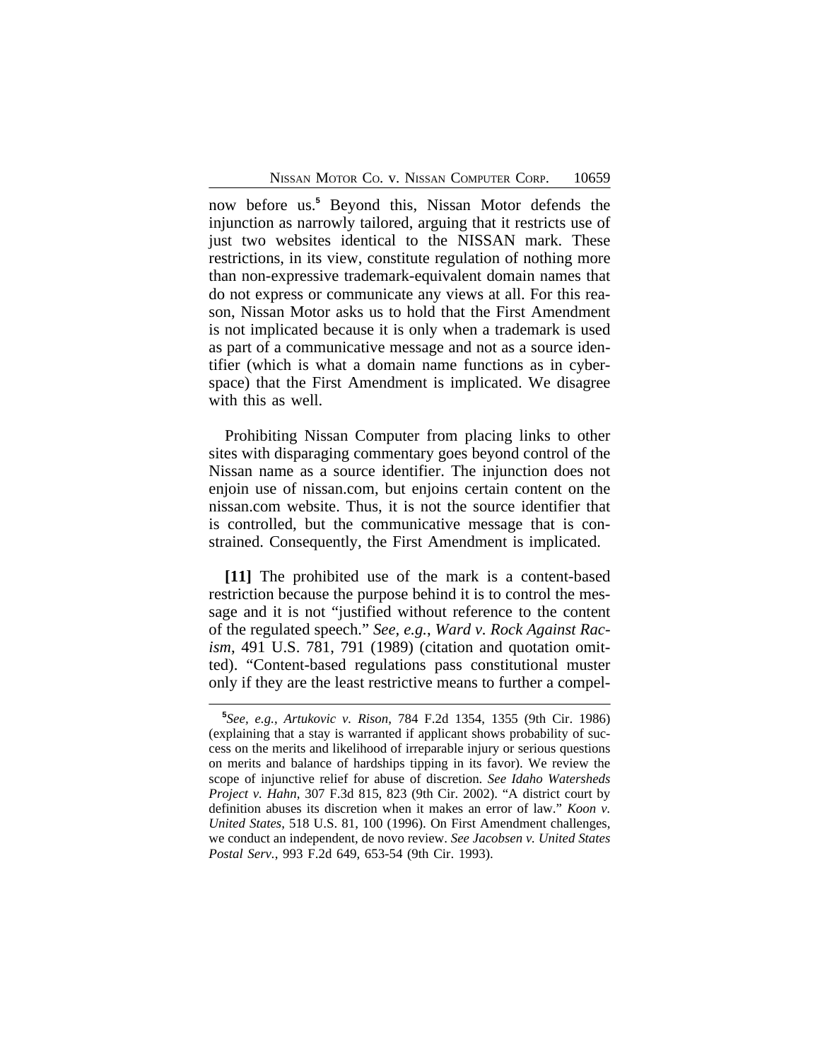now before us.[5] Beyond this, Nissan Motor defends the injunction as narrowly tailored, arguing that it restricts use of just two websites identical to the NISSAN mark. These restrictions, in its view, constitute regulation of nothing more than non-expressive trademark-equivalent domain names that do not express or communicate any views at all. For this reason, Nissan Motor asks us to hold that the First Amendment is not implicated because it is only when a trademark is used as part of a communicative message and not as a source identifier (which is what a domain name functions as in cyberspace) that the First Amendment is implicated. We disagree with this as well.

Prohibiting Nissan Computer from placing links to other sites with disparaging commentary goes beyond control of the Nissan name as a source identifier. The injunction does not enjoin use of nissan.com, but enjoins certain content on the nissan.com website. Thus, it is not the source identifier that is controlled, but the communicative message that is constrained. Consequently, the First Amendment is implicated.

**[11]** The prohibited use of the mark is a content-based restriction because the purpose behind it is to control the message and it is not "justified without reference to the content of the regulated speech." *See, e.g.*, *Ward v. Rock Against Racism*, 491 U.S. 781, 791 (1989) (citation and quotation omitted). "Content-based regulations pass constitutional muster only if they are the least restrictive means to further a compel-

[5]*See, e.g.*, *Artukovic v. Rison*, 784 F.2d 1354, 1355 (9th Cir. 1986) (explaining that a stay is warranted if applicant shows probability of success on the merits and likelihood of irreparable injury or serious questions on merits and balance of hardships tipping in its favor). We review the scope of injunctive relief for abuse of discretion. *See Idaho Watersheds Project v. Hahn*, 307 F.3d 815, 823 (9th Cir. 2002). "A district court by definition abuses its discretion when it makes an error of law." *Koon v. United States*, 518 U.S. 81, 100 (1996). On First Amendment challenges, we conduct an independent, de novo review. *See Jacobsen v. United States Postal Serv.*, 993 F.2d 649, 653-54 (9th Cir. 1993).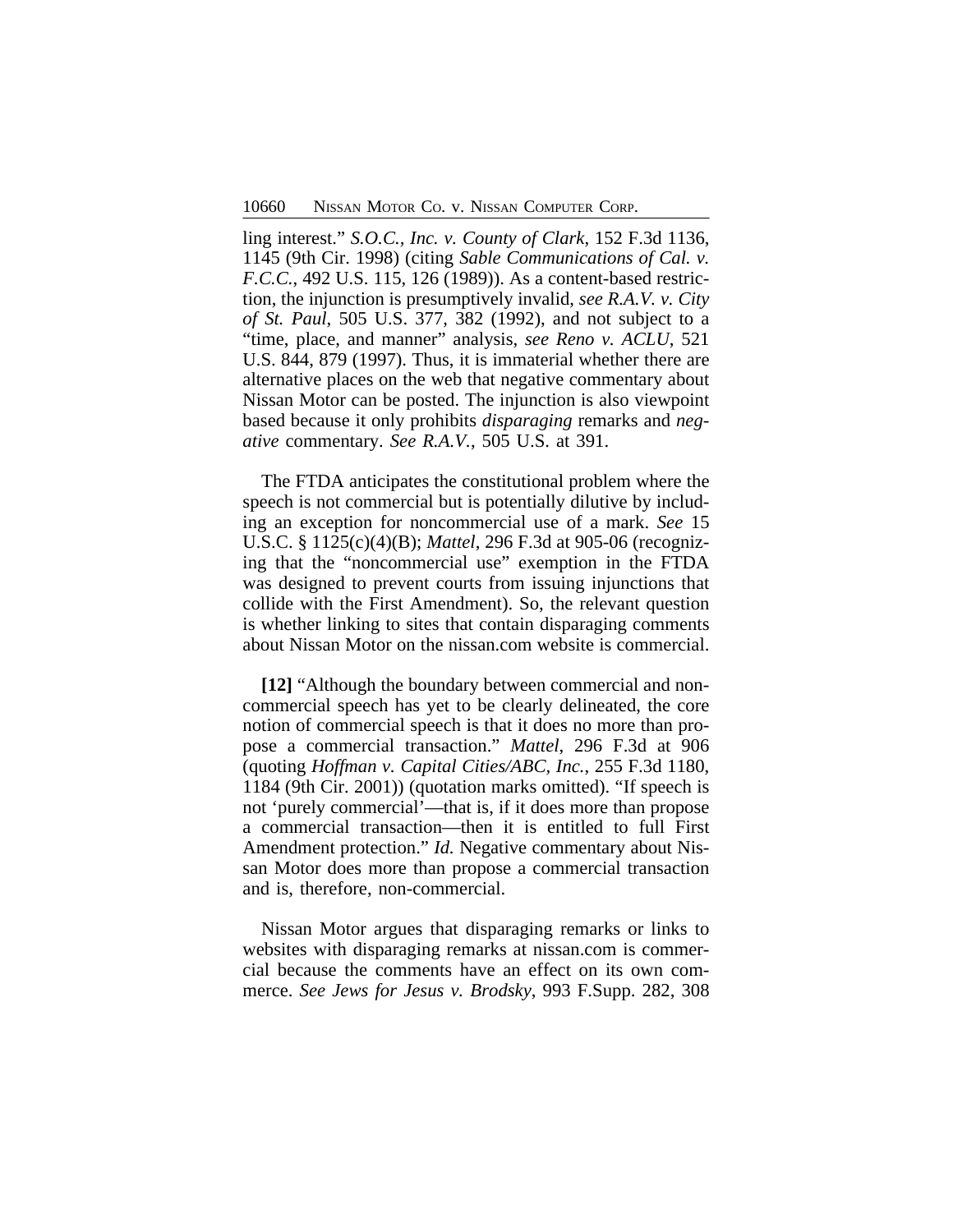ling interest." *S.O.C., Inc. v. County of Clark*, 152 F.3d 1136, 1145 (9th Cir. 1998) (citing *Sable Communications of Cal. v. F.C.C.*, 492 U.S. 115, 126 (1989)). As a content-based restriction, the injunction is presumptively invalid, *see R.A.V. v. City of St. Paul*, 505 U.S. 377, 382 (1992), and not subject to a "time, place, and manner" analysis, *see Reno v. ACLU*, 521 U.S. 844, 879 (1997). Thus, it is immaterial whether there are alternative places on the web that negative commentary about Nissan Motor can be posted. The injunction is also viewpoint based because it only prohibits *disparaging* remarks and *negative* commentary. *See R.A.V.*, 505 U.S. at 391.

The FTDA anticipates the constitutional problem where the speech is not commercial but is potentially dilutive by including an exception for noncommercial use of a mark. *See* 15 U.S.C. § 1125(c)(4)(B); *Mattel*, 296 F.3d at 905-06 (recognizing that the "noncommercial use" exemption in the FTDA was designed to prevent courts from issuing injunctions that collide with the First Amendment). So, the relevant question is whether linking to sites that contain disparaging comments about Nissan Motor on the nissan.com website is commercial.

**[12]** "Although the boundary between commercial and noncommercial speech has yet to be clearly delineated, the core notion of commercial speech is that it does no more than propose a commercial transaction." *Mattel*, 296 F.3d at 906 (quoting *Hoffman v. Capital Cities/ABC, Inc.*, 255 F.3d 1180, 1184 (9th Cir. 2001)) (quotation marks omitted). "If speech is not 'purely commercial'—that is, if it does more than propose a commercial transaction—then it is entitled to full First Amendment protection." *Id.* Negative commentary about Nissan Motor does more than propose a commercial transaction and is, therefore, non-commercial.

Nissan Motor argues that disparaging remarks or links to websites with disparaging remarks at nissan.com is commercial because the comments have an effect on its own commerce. *See Jews for Jesus v. Brodsky*, 993 F.Supp. 282, 308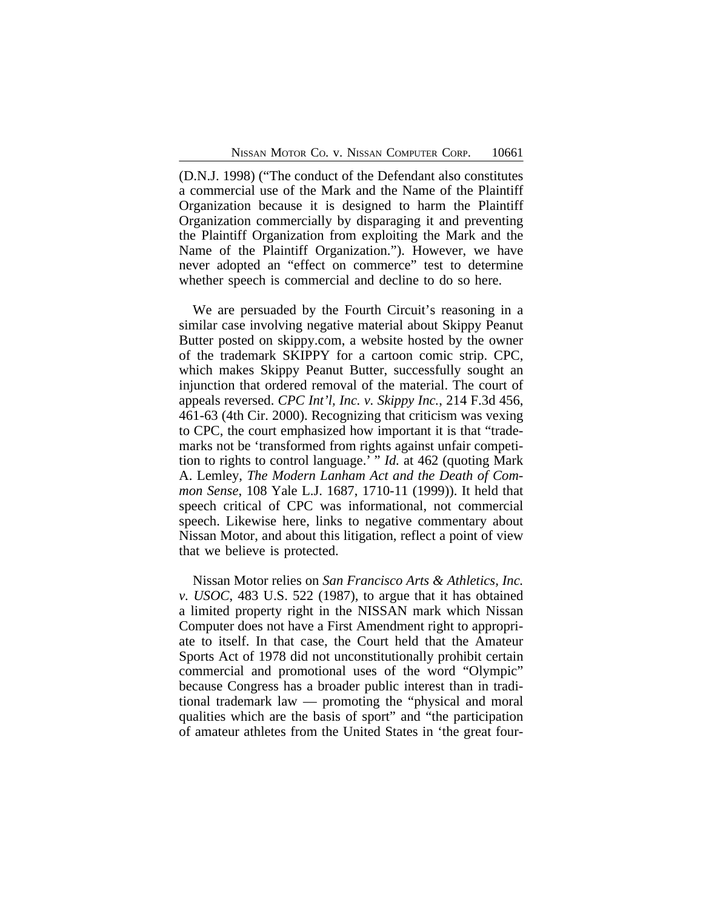(D.N.J. 1998) ("The conduct of the Defendant also constitutes a commercial use of the Mark and the Name of the Plaintiff Organization because it is designed to harm the Plaintiff Organization commercially by disparaging it and preventing the Plaintiff Organization from exploiting the Mark and the Name of the Plaintiff Organization."). However, we have never adopted an "effect on commerce" test to determine whether speech is commercial and decline to do so here.

We are persuaded by the Fourth Circuit's reasoning in a similar case involving negative material about Skippy Peanut Butter posted on skippy.com, a website hosted by the owner of the trademark SKIPPY for a cartoon comic strip. CPC, which makes Skippy Peanut Butter, successfully sought an injunction that ordered removal of the material. The court of appeals reversed. *CPC Int'l, Inc. v. Skippy Inc.*, 214 F.3d 456, 461-63 (4th Cir. 2000). Recognizing that criticism was vexing to CPC, the court emphasized how important it is that "trademarks not be 'transformed from rights against unfair competition to rights to control language.' " *Id.* at 462 (quoting Mark A. Lemley, *The Modern Lanham Act and the Death of Common Sense*, 108 Yale L.J. 1687, 1710-11 (1999)). It held that speech critical of CPC was informational, not commercial speech. Likewise here, links to negative commentary about Nissan Motor, and about this litigation, reflect a point of view that we believe is protected.

Nissan Motor relies on *San Francisco Arts & Athletics, Inc. v. USOC*, 483 U.S. 522 (1987), to argue that it has obtained a limited property right in the NISSAN mark which Nissan Computer does not have a First Amendment right to appropriate to itself. In that case, the Court held that the Amateur Sports Act of 1978 did not unconstitutionally prohibit certain commercial and promotional uses of the word "Olympic" because Congress has a broader public interest than in traditional trademark law — promoting the "physical and moral qualities which are the basis of sport" and "the participation of amateur athletes from the United States in 'the great four-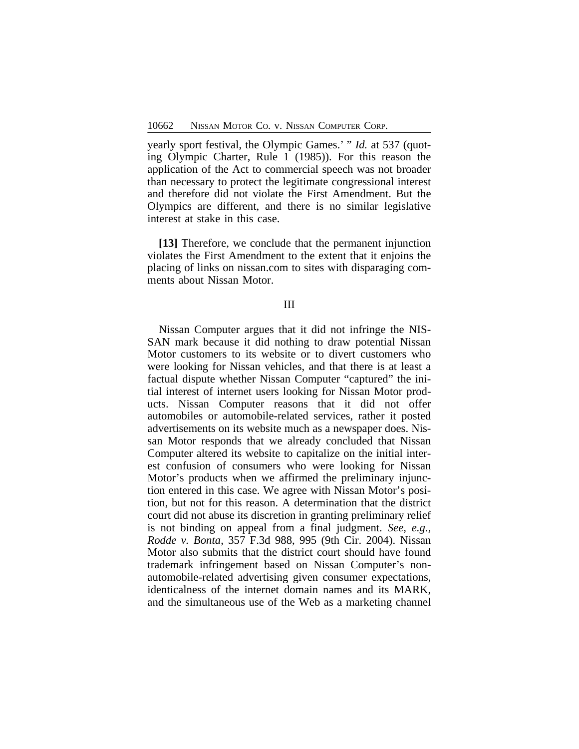yearly sport festival, the Olympic Games.' " *Id.* at 537 (quoting Olympic Charter, Rule 1 (1985)). For this reason the application of the Act to commercial speech was not broader than necessary to protect the legitimate congressional interest and therefore did not violate the First Amendment. But the Olympics are different, and there is no similar legislative interest at stake in this case.

**[13]** Therefore, we conclude that the permanent injunction violates the First Amendment to the extent that it enjoins the placing of links on nissan.com to sites with disparaging comments about Nissan Motor.

## III

Nissan Computer argues that it did not infringe the NISSAN mark because it did nothing to draw potential Nissan Motor customers to its website or to divert customers who were looking for Nissan vehicles, and that there is at least a factual dispute whether Nissan Computer "captured" the initial interest of internet users looking for Nissan Motor products. Nissan Computer reasons that it did not offer automobiles or automobile-related services, rather it posted advertisements on its website much as a newspaper does. Nissan Motor responds that we already concluded that Nissan Computer altered its website to capitalize on the initial interest confusion of consumers who were looking for Nissan Motor's products when we affirmed the preliminary injunction entered in this case. We agree with Nissan Motor's position, but not for this reason. A determination that the district court did not abuse its discretion in granting preliminary relief is not binding on appeal from a final judgment. *See, e.g.*, *Rodde v. Bonta*, 357 F.3d 988, 995 (9th Cir. 2004). Nissan Motor also submits that the district court should have found trademark infringement based on Nissan Computer's non-automobile-related advertising given consumer expectations, identicalness of the internet domain names and its MARK, and the simultaneous use of the Web as a marketing channel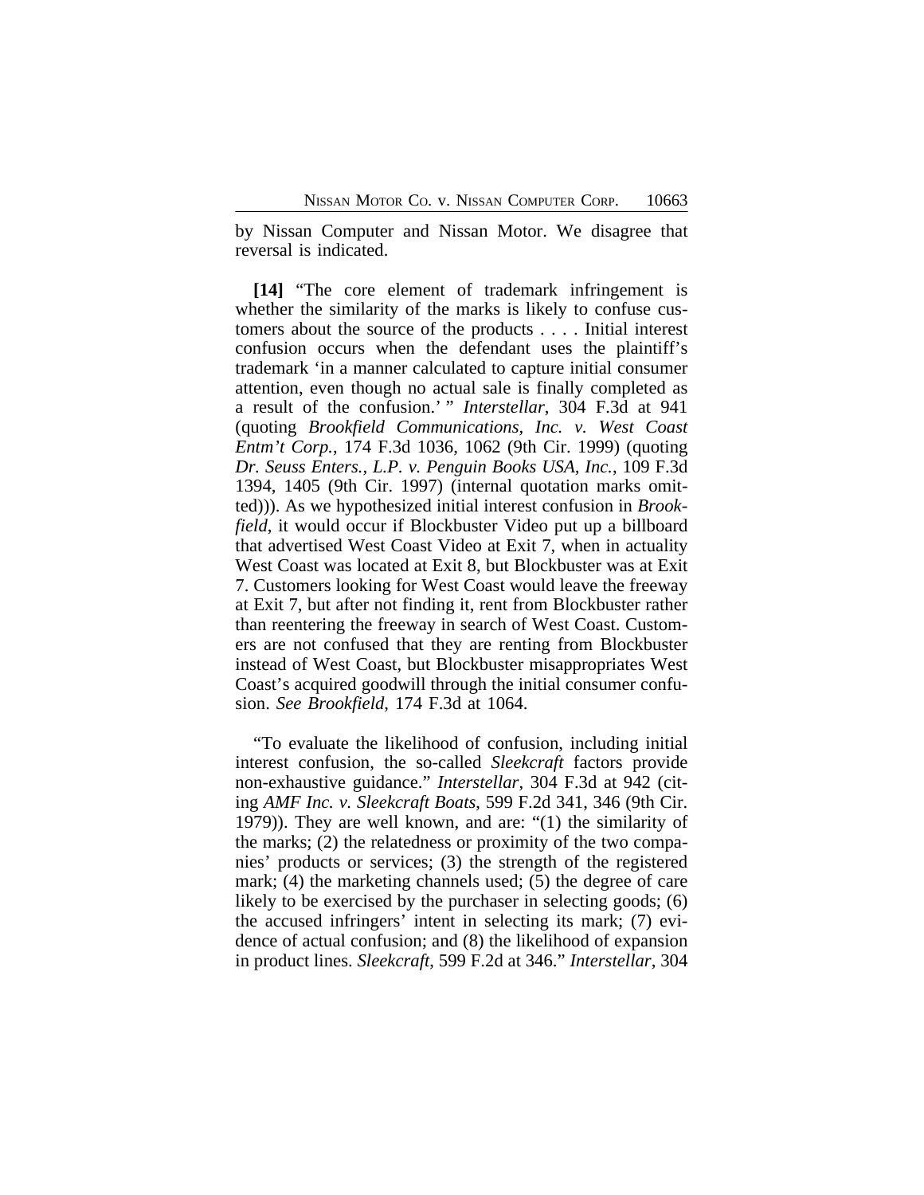by Nissan Computer and Nissan Motor. We disagree that reversal is indicated.

**[14]** "The core element of trademark infringement is whether the similarity of the marks is likely to confuse customers about the source of the products . . . . Initial interest confusion occurs when the defendant uses the plaintiff's trademark 'in a manner calculated to capture initial consumer attention, even though no actual sale is finally completed as a result of the confusion.' " *Interstellar*, 304 F.3d at 941 (quoting *Brookfield Communications, Inc. v. West Coast Entm't Corp.*, 174 F.3d 1036, 1062 (9th Cir. 1999) (quoting *Dr. Seuss Enters., L.P. v. Penguin Books USA, Inc.*, 109 F.3d 1394, 1405 (9th Cir. 1997) (internal quotation marks omitted))). As we hypothesized initial interest confusion in *Brookfield*, it would occur if Blockbuster Video put up a billboard that advertised West Coast Video at Exit 7, when in actuality West Coast was located at Exit 8, but Blockbuster was at Exit 7. Customers looking for West Coast would leave the freeway at Exit 7, but after not finding it, rent from Blockbuster rather than reentering the freeway in search of West Coast. Customers are not confused that they are renting from Blockbuster instead of West Coast, but Blockbuster misappropriates West Coast's acquired goodwill through the initial consumer confusion. *See Brookfield*, 174 F.3d at 1064.

"To evaluate the likelihood of confusion, including initial interest confusion, the so-called *Sleekcraft* factors provide non-exhaustive guidance." *Interstellar*, 304 F.3d at 942 (citing *AMF Inc. v. Sleekcraft Boats*, 599 F.2d 341, 346 (9th Cir. 1979)). They are well known, and are: "(1) the similarity of the marks; (2) the relatedness or proximity of the two companies' products or services; (3) the strength of the registered mark; (4) the marketing channels used; (5) the degree of care likely to be exercised by the purchaser in selecting goods; (6) the accused infringers' intent in selecting its mark; (7) evidence of actual confusion; and (8) the likelihood of expansion in product lines. *Sleekcraft*, 599 F.2d at 346." *Interstellar*, 304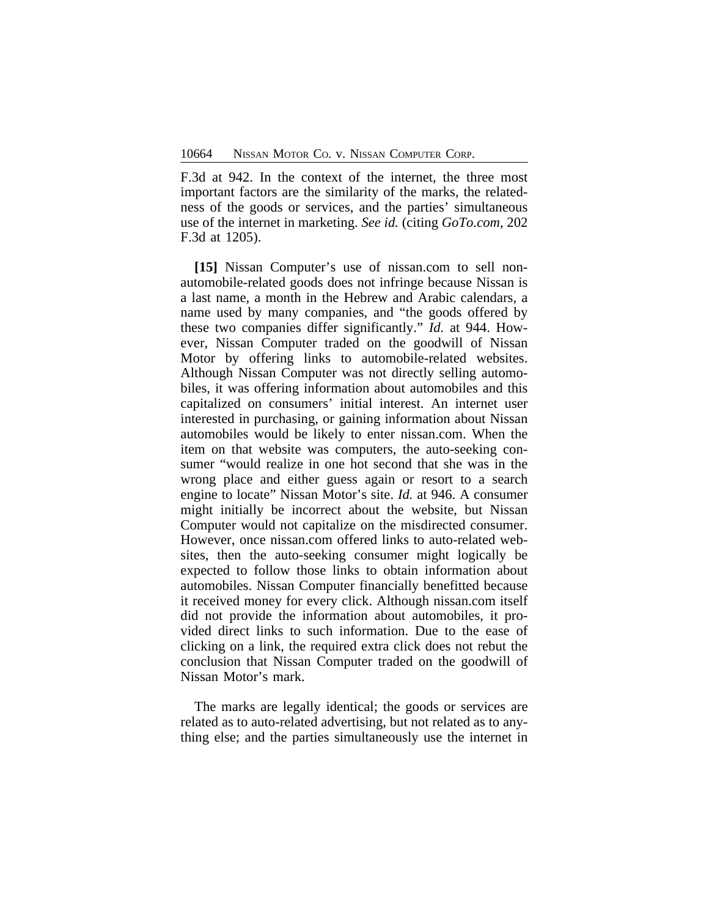F.3d at 942. In the context of the internet, the three most important factors are the similarity of the marks, the relatedness of the goods or services, and the parties' simultaneous use of the internet in marketing. *See id.* (citing *GoTo.com*, 202 F.3d at 1205).

**[15]** Nissan Computer's use of nissan.com to sell non-automobile-related goods does not infringe because Nissan is a last name, a month in the Hebrew and Arabic calendars, a name used by many companies, and "the goods offered by these two companies differ significantly." *Id.* at 944. However, Nissan Computer traded on the goodwill of Nissan Motor by offering links to automobile-related websites. Although Nissan Computer was not directly selling automobiles, it was offering information about automobiles and this capitalized on consumers' initial interest. An internet user interested in purchasing, or gaining information about Nissan automobiles would be likely to enter nissan.com. When the item on that website was computers, the auto-seeking consumer "would realize in one hot second that she was in the wrong place and either guess again or resort to a search engine to locate" Nissan Motor's site. *Id.* at 946. A consumer might initially be incorrect about the website, but Nissan Computer would not capitalize on the misdirected consumer. However, once nissan.com offered links to auto-related websites, then the auto-seeking consumer might logically be expected to follow those links to obtain information about automobiles. Nissan Computer financially benefitted because it received money for every click. Although nissan.com itself did not provide the information about automobiles, it provided direct links to such information. Due to the ease of clicking on a link, the required extra click does not rebut the conclusion that Nissan Computer traded on the goodwill of Nissan Motor's mark.

The marks are legally identical; the goods or services are related as to auto-related advertising, but not related as to anything else; and the parties simultaneously use the internet in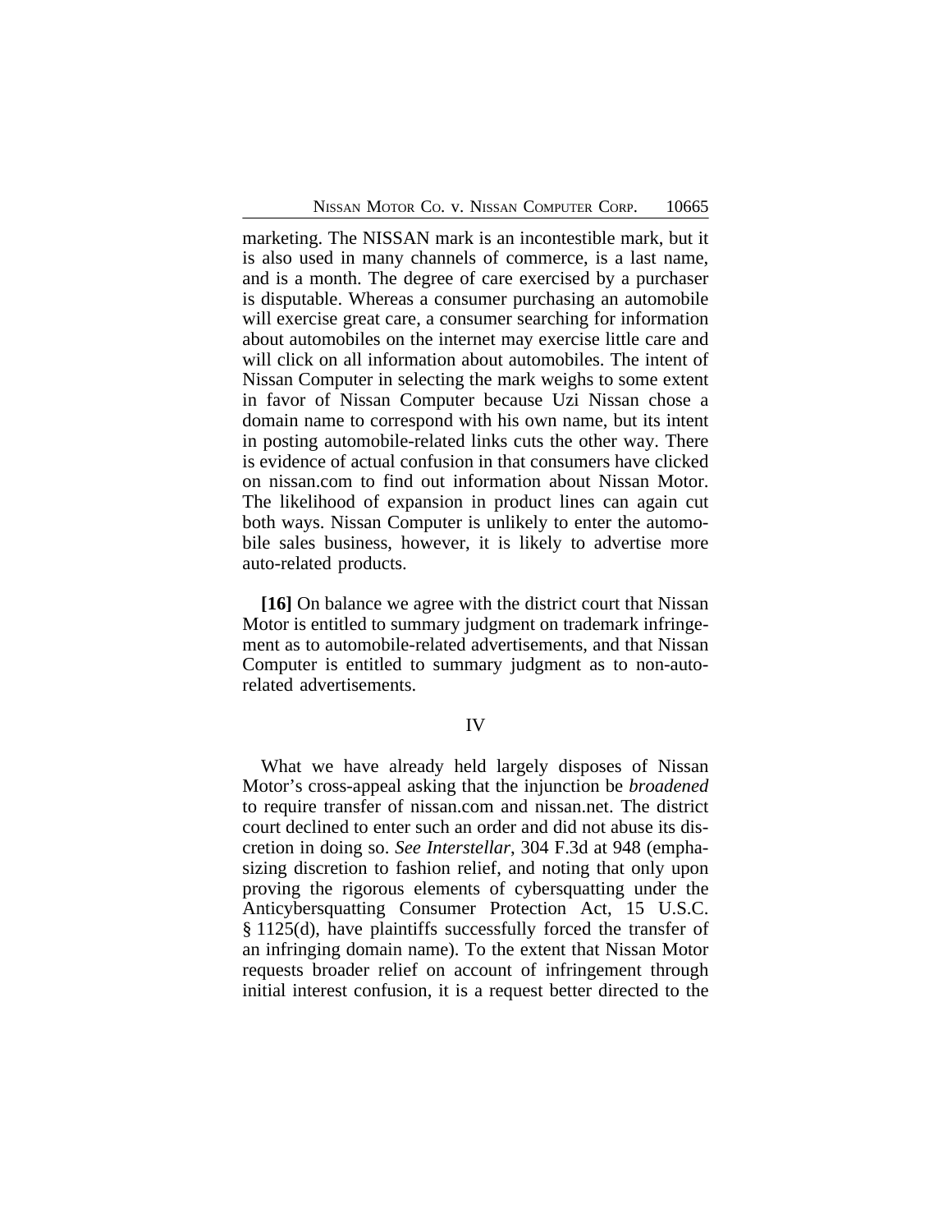marketing. The NISSAN mark is an incontestible mark, but it is also used in many channels of commerce, is a last name, and is a month. The degree of care exercised by a purchaser is disputable. Whereas a consumer purchasing an automobile will exercise great care, a consumer searching for information about automobiles on the internet may exercise little care and will click on all information about automobiles. The intent of Nissan Computer in selecting the mark weighs to some extent in favor of Nissan Computer because Uzi Nissan chose a domain name to correspond with his own name, but its intent in posting automobile-related links cuts the other way. There is evidence of actual confusion in that consumers have clicked on nissan.com to find out information about Nissan Motor. The likelihood of expansion in product lines can again cut both ways. Nissan Computer is unlikely to enter the automobile sales business, however, it is likely to advertise more auto-related products.

**[16]** On balance we agree with the district court that Nissan Motor is entitled to summary judgment on trademark infringement as to automobile-related advertisements, and that Nissan Computer is entitled to summary judgment as to non-auto-related advertisements.

## IV

What we have already held largely disposes of Nissan Motor's cross-appeal asking that the injunction be *broadened* to require transfer of nissan.com and nissan.net. The district court declined to enter such an order and did not abuse its discretion in doing so. *See Interstellar*, 304 F.3d at 948 (emphasizing discretion to fashion relief, and noting that only upon proving the rigorous elements of cybersquatting under the Anticybersquatting Consumer Protection Act, 15 U.S.C. § 1125(d), have plaintiffs successfully forced the transfer of an infringing domain name). To the extent that Nissan Motor requests broader relief on account of infringement through initial interest confusion, it is a request better directed to the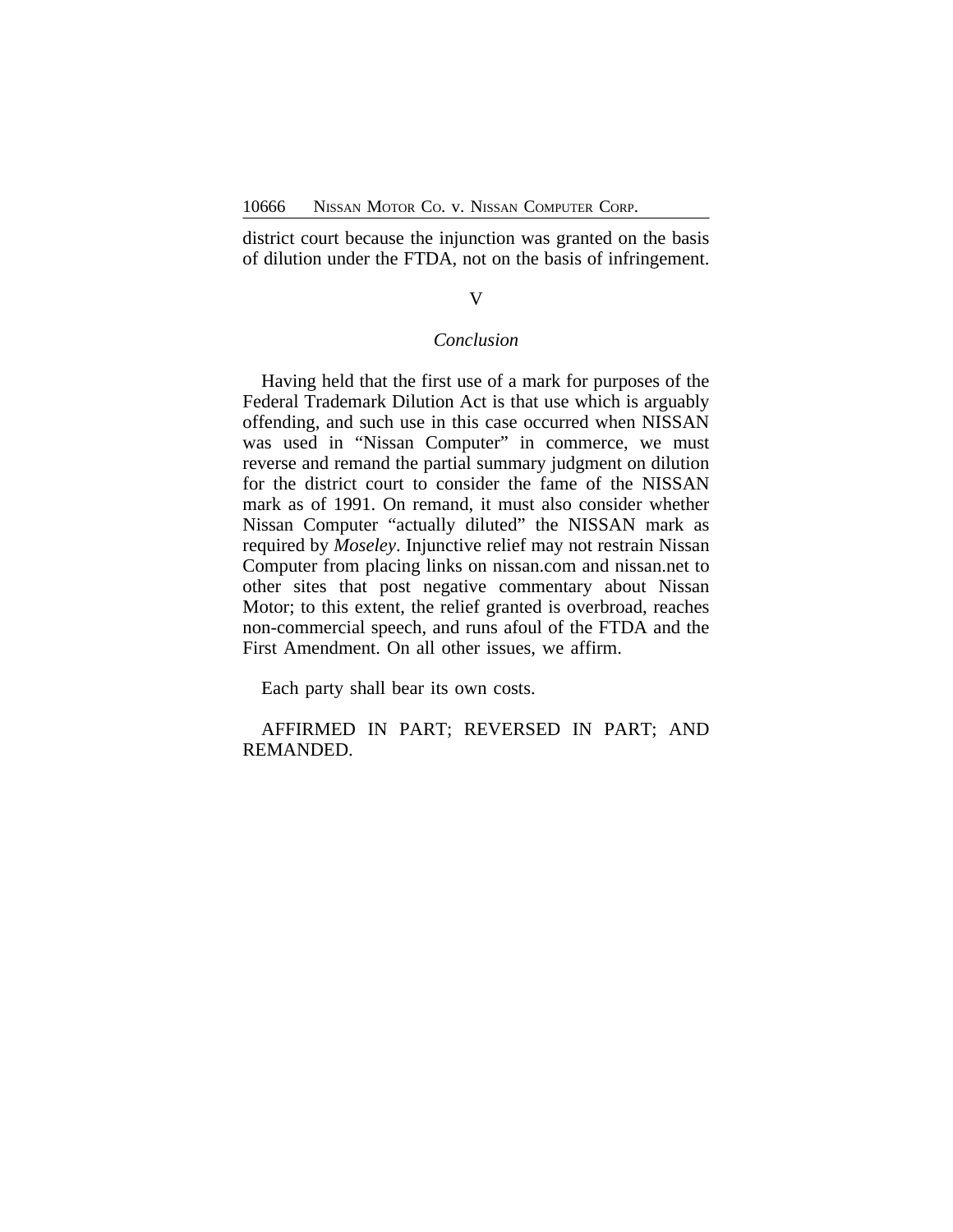district court because the injunction was granted on the basis of dilution under the FTDA, not on the basis of infringement.

## V

### *Conclusion*

Having held that the first use of a mark for purposes of the Federal Trademark Dilution Act is that use which is arguably offending, and such use in this case occurred when NISSAN was used in "Nissan Computer" in commerce, we must reverse and remand the partial summary judgment on dilution for the district court to consider the fame of the NISSAN mark as of 1991. On remand, it must also consider whether Nissan Computer "actually diluted" the NISSAN mark as required by *Moseley*. Injunctive relief may not restrain Nissan Computer from placing links on nissan.com and nissan.net to other sites that post negative commentary about Nissan Motor; to this extent, the relief granted is overbroad, reaches non-commercial speech, and runs afoul of the FTDA and the First Amendment. On all other issues, we affirm.

Each party shall bear its own costs.

AFFIRMED IN PART; REVERSED IN PART; AND REMANDED.